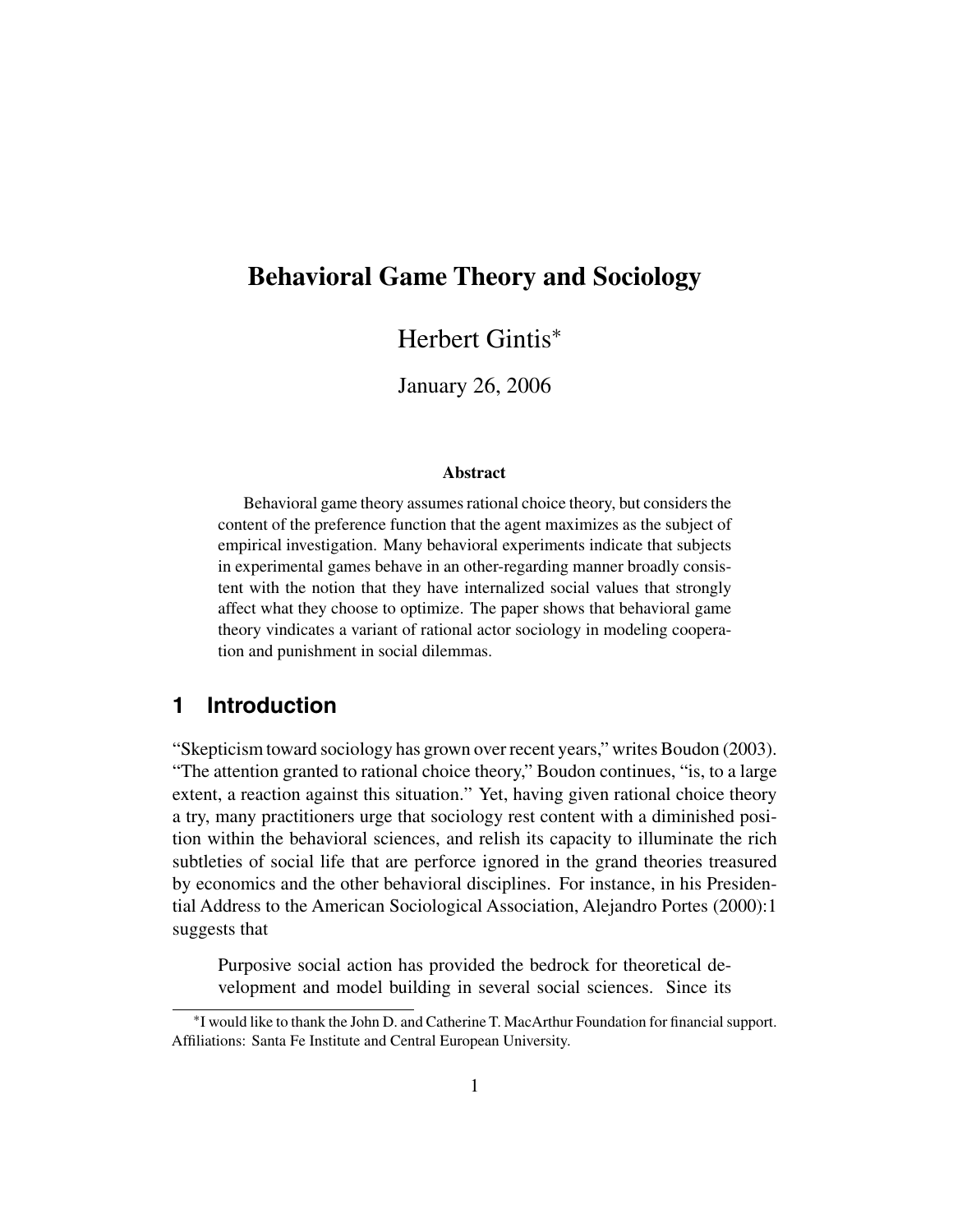# Behavioral Game Theory and Sociology

Herbert Gintis*

January 26, 2006

**Abstract**

Behavioral game theory assumes rational choice theory, but considers the content of the preference function that the agent maximizes as the subject of empirical investigation. Many behavioral experiments indicate that subjects in experimental games behave in an other-regarding manner broadly consistent with the notion that they have internalized social values that strongly affect what they choose to optimize. The paper shows that behavioral game theory vindicates a variant of rational actor sociology in modeling cooperation and punishment in social dilemmas.

## 1 Introduction

"Skepticism toward sociology has grown over recent years," writes Boudon (2003). "The attention granted to rational choice theory," Boudon continues, "is, to a large extent, a reaction against this situation." Yet, having given rational choice theory a try, many practitioners urge that sociology rest content with a diminished position within the behavioral sciences, and relish its capacity to illuminate the rich subtleties of social life that are perforce ignored in the grand theories treasured by economics and the other behavioral disciplines. For instance, in his Presidential Address to the American Sociological Association, Alejandro Portes (2000):1 suggests that

> Purposive social action has provided the bedrock for theoretical development and model building in several social sciences. Since its

*I would like to thank the John D. and Catherine T. MacArthur Foundation for financial support. Affiliations: Santa Fe Institute and Central European University.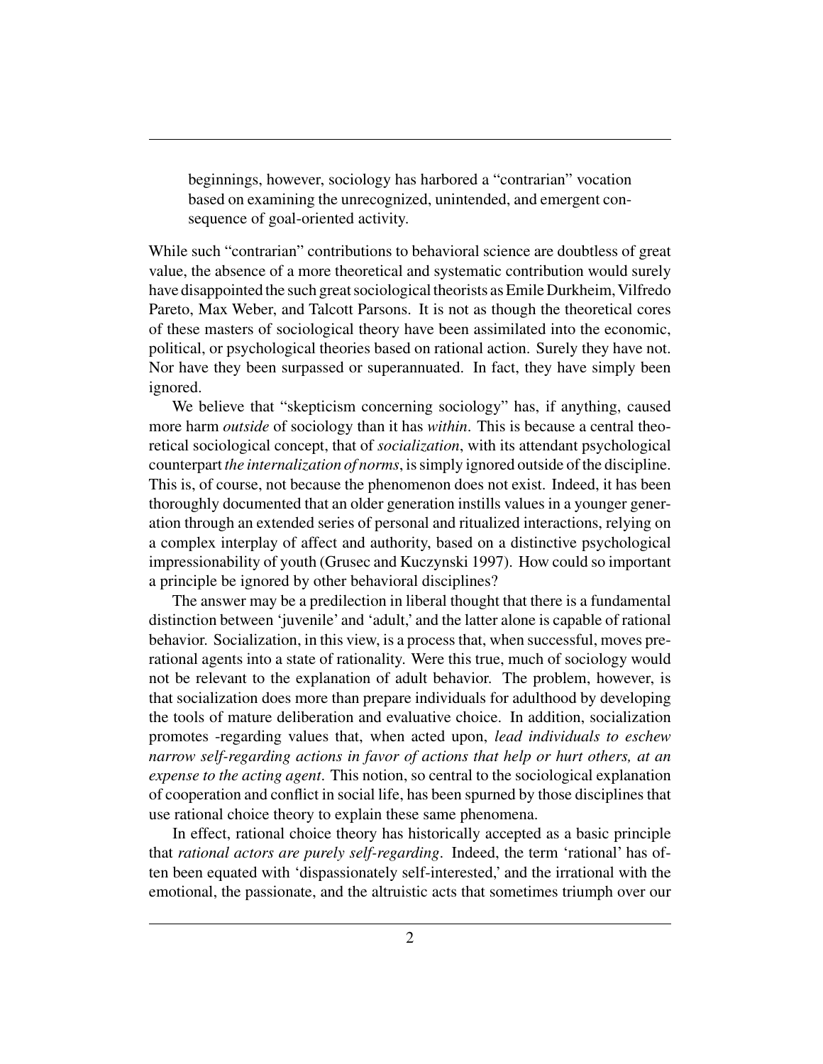> beginnings, however, sociology has harbored a "contrarian" vocation based on examining the unrecognized, unintended, and emergent consequence of goal-oriented activity.

While such "contrarian" contributions to behavioral science are doubtless of great value, the absence of a more theoretical and systematic contribution would surely have disappointed the such great sociological theorists as Emile Durkheim, Vilfredo Pareto, Max Weber, and Talcott Parsons. It is not as though the theoretical cores of these masters of sociological theory have been assimilated into the economic, political, or psychological theories based on rational action. Surely they have not. Nor have they been surpassed or superannuated. In fact, they have simply been ignored.

We believe that "skepticism concerning sociology" has, if anything, caused more harm *outside* of sociology than it has *within*. This is because a central theoretical sociological concept, that of *socialization*, with its attendant psychological counterpart *the internalization of norms*, is simply ignored outside of the discipline. This is, of course, not because the phenomenon does not exist. Indeed, it has been thoroughly documented that an older generation instills values in a younger generation through an extended series of personal and ritualized interactions, relying on a complex interplay of affect and authority, based on a distinctive psychological impressionability of youth (Grusec and Kuczynski 1997). How could so important a principle be ignored by other behavioral disciplines?

The answer may be a predilection in liberal thought that there is a fundamental distinction between 'juvenile' and 'adult,' and the latter alone is capable of rational behavior. Socialization, in this view, is a process that, when successful, moves prerational agents into a state of rationality. Were this true, much of sociology would not be relevant to the explanation of adult behavior. The problem, however, is that socialization does more than prepare individuals for adulthood by developing the tools of mature deliberation and evaluative choice. In addition, socialization promotes -regarding values that, when acted upon, *lead individuals to eschew narrow self-regarding actions in favor of actions that help or hurt others, at an expense to the acting agent*. This notion, so central to the sociological explanation of cooperation and conflict in social life, has been spurned by those disciplines that use rational choice theory to explain these same phenomena.

In effect, rational choice theory has historically accepted as a basic principle that *rational actors are purely self-regarding*. Indeed, the term 'rational' has often been equated with 'dispassionately self-interested,' and the irrational with the emotional, the passionate, and the altruistic acts that sometimes triumph over our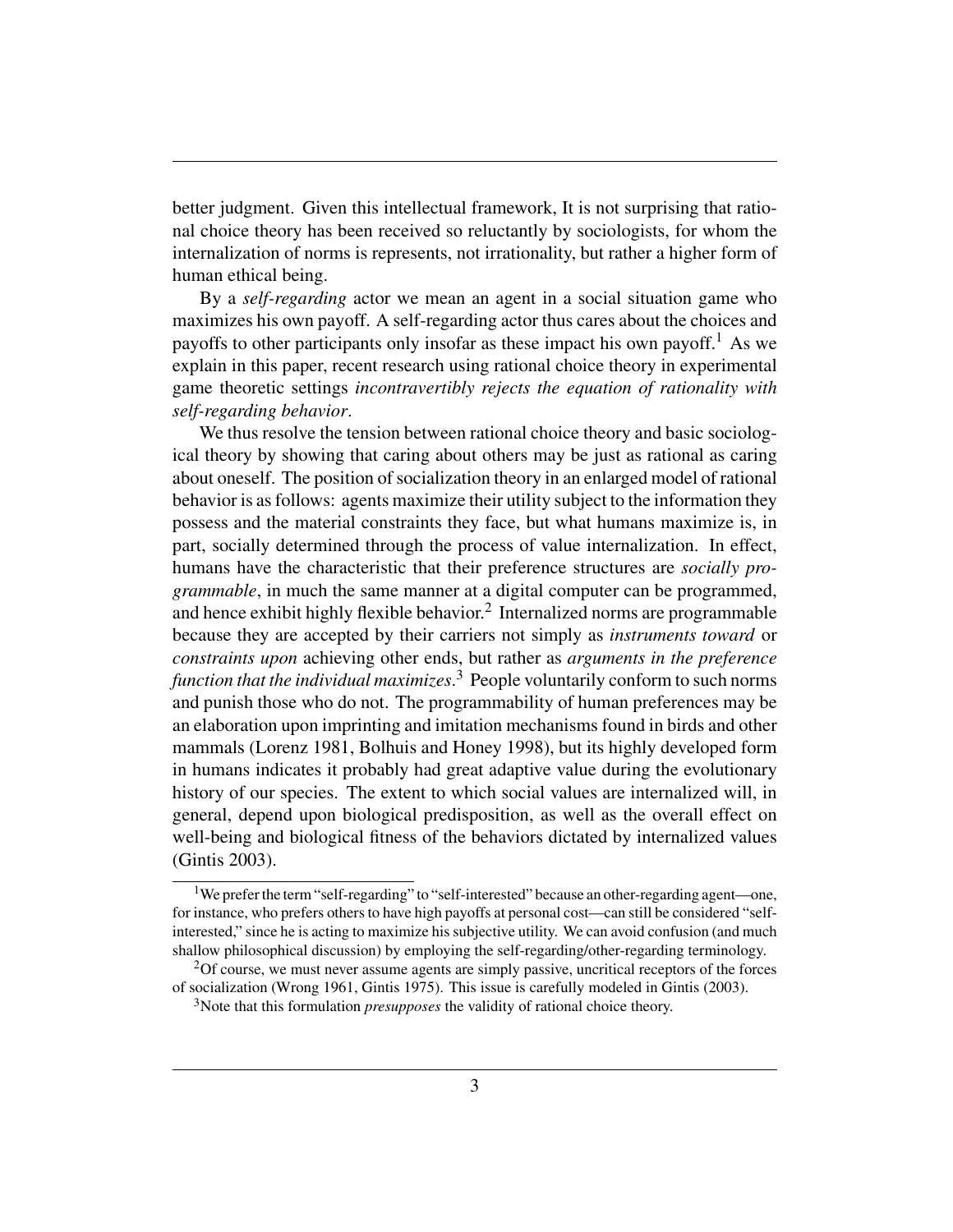better judgment. Given this intellectual framework, It is not surprising that rational choice theory has been received so reluctantly by sociologists, for whom the internalization of norms is represents, not irrationality, but rather a higher form of human ethical being.

By a *self-regarding* actor we mean an agent in a social situation game who maximizes his own payoff. A self-regarding actor thus cares about the choices and payoffs to other participants only insofar as these impact his own payoff.[1] As we explain in this paper, recent research using rational choice theory in experimental game theoretic settings *incontravertibly rejects the equation of rationality with self-regarding behavior*.

We thus resolve the tension between rational choice theory and basic sociological theory by showing that caring about others may be just as rational as caring about oneself. The position of socialization theory in an enlarged model of rational behavior is as follows: agents maximize their utility subject to the information they possess and the material constraints they face, but what humans maximize is, in part, socially determined through the process of value internalization. In effect, humans have the characteristic that their preference structures are *socially programmable*, in much the same manner at a digital computer can be programmed, and hence exhibit highly flexible behavior.[2] Internalized norms are programmable because they are accepted by their carriers not simply as *instruments toward* or *constraints upon* achieving other ends, but rather as *arguments in the preference function that the individual maximizes*.[3] People voluntarily conform to such norms and punish those who do not. The programmability of human preferences may be an elaboration upon imprinting and imitation mechanisms found in birds and other mammals (Lorenz 1981, Bolhuis and Honey 1998), but its highly developed form in humans indicates it probably had great adaptive value during the evolutionary history of our species. The extent to which social values are internalized will, in general, depend upon biological predisposition, as well as the overall effect on well-being and biological fitness of the behaviors dictated by internalized values (Gintis 2003).

[1] We prefer the term "self-regarding" to "self-interested" because an other-regarding agent—one, for instance, who prefers others to have high payoffs at personal cost—can still be considered "self-interested," since he is acting to maximize his subjective utility. We can avoid confusion (and much shallow philosophical discussion) by employing the self-regarding/other-regarding terminology.

[2] Of course, we must never assume agents are simply passive, uncritical receptors of the forces of socialization (Wrong 1961, Gintis 1975). This issue is carefully modeled in Gintis (2003).

[3] Note that this formulation *presupposes* the validity of rational choice theory.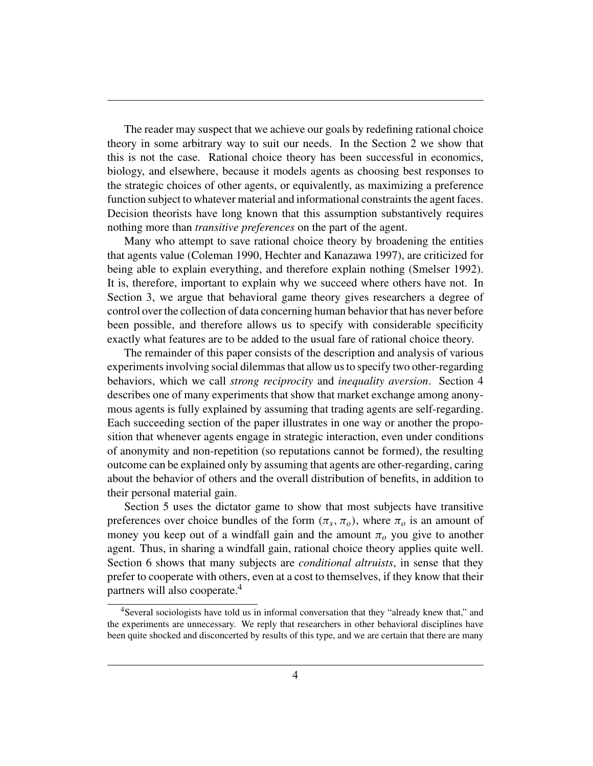The reader may suspect that we achieve our goals by redefining rational choice theory in some arbitrary way to suit our needs. In the Section 2 we show that this is not the case. Rational choice theory has been successful in economics, biology, and elsewhere, because it models agents as choosing best responses to the strategic choices of other agents, or equivalently, as maximizing a preference function subject to whatever material and informational constraints the agent faces. Decision theorists have long known that this assumption substantively requires nothing more than *transitive preferences* on the part of the agent.

Many who attempt to save rational choice theory by broadening the entities that agents value (Coleman 1990, Hechter and Kanazawa 1997), are criticized for being able to explain everything, and therefore explain nothing (Smelser 1992). It is, therefore, important to explain why we succeed where others have not. In Section 3, we argue that behavioral game theory gives researchers a degree of control over the collection of data concerning human behavior that has never before been possible, and therefore allows us to specify with considerable specificity exactly what features are to be added to the usual fare of rational choice theory.

The remainder of this paper consists of the description and analysis of various experiments involving social dilemmas that allow us to specify two other-regarding behaviors, which we call *strong reciprocity* and *inequality aversion*. Section 4 describes one of many experiments that show that market exchange among anonymous agents is fully explained by assuming that trading agents are self-regarding. Each succeeding section of the paper illustrates in one way or another the proposition that whenever agents engage in strategic interaction, even under conditions of anonymity and non-repetition (so reputations cannot be formed), the resulting outcome can be explained only by assuming that agents are other-regarding, caring about the behavior of others and the overall distribution of benefits, in addition to their personal material gain.

Section 5 uses the dictator game to show that most subjects have transitive preferences over choice bundles of the form $(\pi_s, \pi_o)$, where $\pi_o$ is an amount of money you keep out of a windfall gain and the amount $\pi_o$ you give to another agent. Thus, in sharing a windfall gain, rational choice theory applies quite well. Section 6 shows that many subjects are *conditional altruists*, in sense that they prefer to cooperate with others, even at a cost to themselves, if they know that their partners will also cooperate.[4]

[4]Several sociologists have told us in informal conversation that they "already knew that," and the experiments are unnecessary. We reply that researchers in other behavioral disciplines have been quite shocked and disconcerted by results of this type, and we are certain that there are many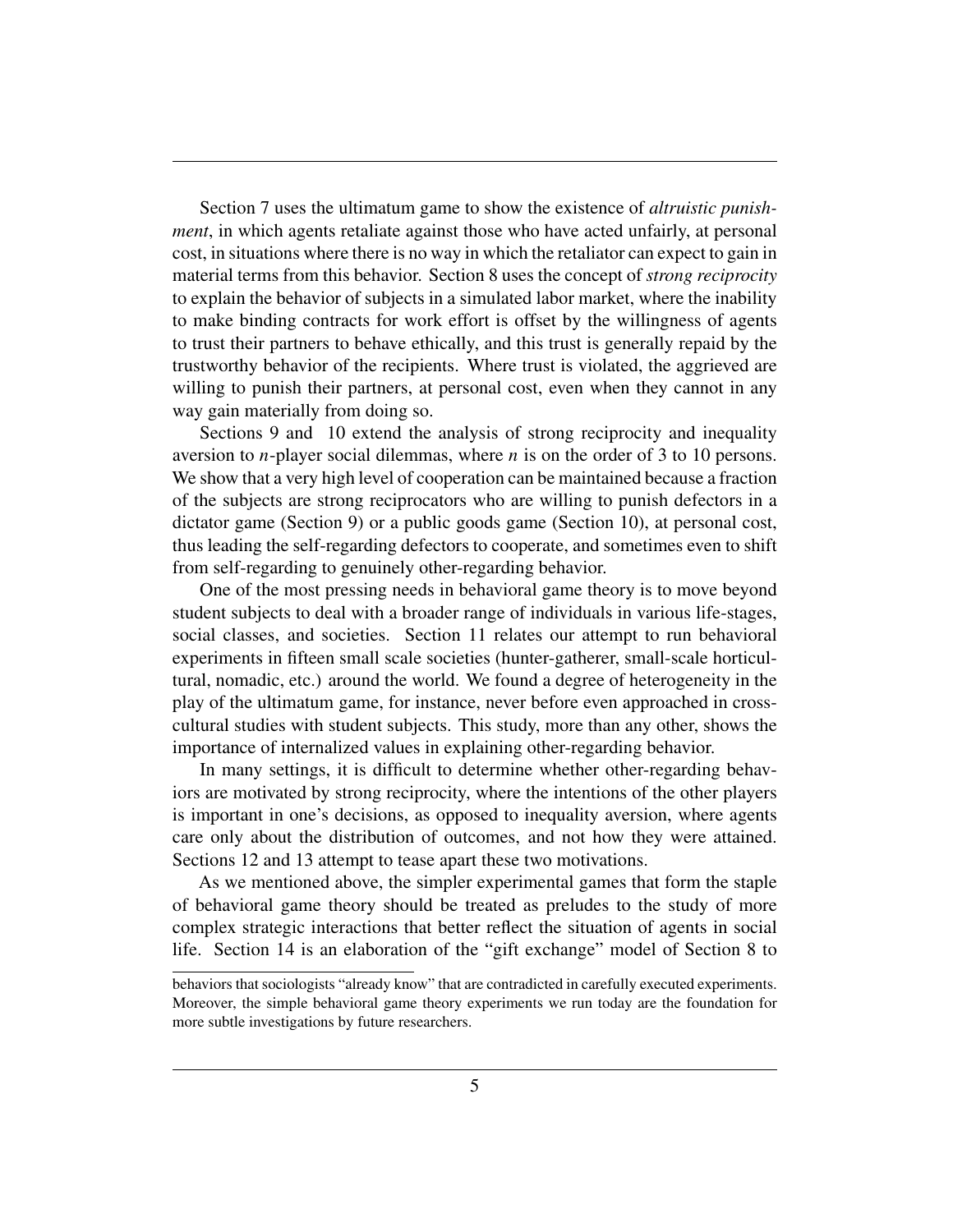Section 7 uses the ultimatum game to show the existence of *altruistic punishment*, in which agents retaliate against those who have acted unfairly, at personal cost, in situations where there is no way in which the retaliator can expect to gain in material terms from this behavior. Section 8 uses the concept of *strong reciprocity* to explain the behavior of subjects in a simulated labor market, where the inability to make binding contracts for work effort is offset by the willingness of agents to trust their partners to behave ethically, and this trust is generally repaid by the trustworthy behavior of the recipients. Where trust is violated, the aggrieved are willing to punish their partners, at personal cost, even when they cannot in any way gain materially from doing so.

Sections 9 and 10 extend the analysis of strong reciprocity and inequality aversion to $n$-player social dilemmas, where $n$ is on the order of 3 to 10 persons. We show that a very high level of cooperation can be maintained because a fraction of the subjects are strong reciprocators who are willing to punish defectors in a dictator game (Section 9) or a public goods game (Section 10), at personal cost, thus leading the self-regarding defectors to cooperate, and sometimes even to shift from self-regarding to genuinely other-regarding behavior.

One of the most pressing needs in behavioral game theory is to move beyond student subjects to deal with a broader range of individuals in various life-stages, social classes, and societies. Section 11 relates our attempt to run behavioral experiments in fifteen small scale societies (hunter-gatherer, small-scale horticultural, nomadic, etc.) around the world. We found a degree of heterogeneity in the play of the ultimatum game, for instance, never before even approached in cross-cultural studies with student subjects. This study, more than any other, shows the importance of internalized values in explaining other-regarding behavior.

In many settings, it is difficult to determine whether other-regarding behaviors are motivated by strong reciprocity, where the intentions of the other players is important in one's decisions, as opposed to inequality aversion, where agents care only about the distribution of outcomes, and not how they were attained. Sections 12 and 13 attempt to tease apart these two motivations.

As we mentioned above, the simpler experimental games that form the staple of behavioral game theory should be treated as preludes to the study of more complex strategic interactions that better reflect the situation of agents in social life. Section 14 is an elaboration of the "gift exchange" model of Section 8 to

behaviors that sociologists "already know" that are contradicted in carefully executed experiments. Moreover, the simple behavioral game theory experiments we run today are the foundation for more subtle investigations by future researchers.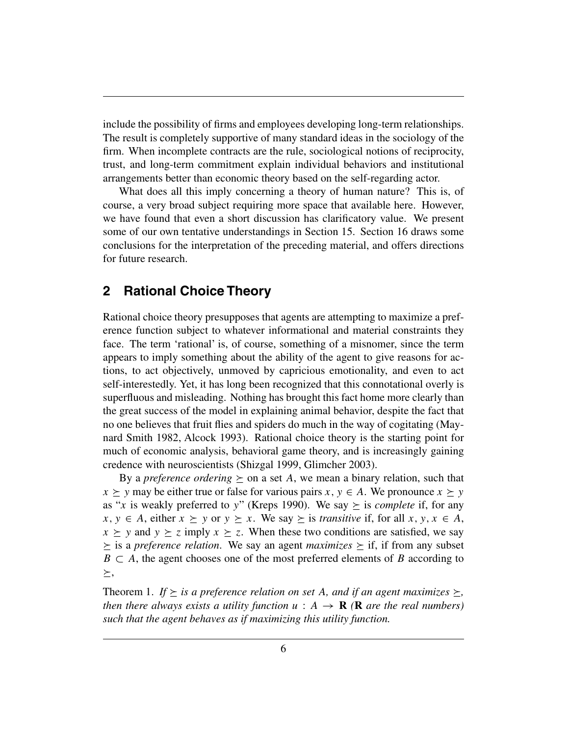include the possibility of firms and employees developing long-term relationships. The result is completely supportive of many standard ideas in the sociology of the firm. When incomplete contracts are the rule, sociological notions of reciprocity, trust, and long-term commitment explain individual behaviors and institutional arrangements better than economic theory based on the self-regarding actor.

What does all this imply concerning a theory of human nature? This is, of course, a very broad subject requiring more space that available here. However, we have found that even a short discussion has clarificatory value. We present some of our own tentative understandings in Section 15. Section 16 draws some conclusions for the interpretation of the preceding material, and offers directions for future research.

## 2 Rational Choice Theory

Rational choice theory presupposes that agents are attempting to maximize a preference function subject to whatever informational and material constraints they face. The term 'rational' is, of course, something of a misnomer, since the term appears to imply something about the ability of the agent to give reasons for actions, to act objectively, unmoved by capricious emotionality, and even to act self-interestedly. Yet, it has long been recognized that this connotational overly is superfluous and misleading. Nothing has brought this fact home more clearly than the great success of the model in explaining animal behavior, despite the fact that no one believes that fruit flies and spiders do much in the way of cogitating (Maynard Smith 1982, Alcock 1993). Rational choice theory is the starting point for much of economic analysis, behavioral game theory, and is increasingly gaining credence with neuroscientists (Shizgal 1999, Glimcher 2003).

By a *preference ordering* $\succeq$ on a set $A$, we mean a binary relation, such that $x \succeq y$ may be either true or false for various pairs $x, y \in A$. We pronounce $x \succeq y$ as "$x$ is weakly preferred to $y$" (Kreps 1990). We say $\succeq$ is *complete* if, for any $x, y \in A$, either $x \succeq y$ or $y \succeq x$. We say $\succeq$ is *transitive* if, for all $x, y, x \in A$, $x \succeq y$ and $y \succeq z$ imply $x \succeq z$. When these two conditions are satisfied, we say $\succeq$ is a *preference relation*. We say an agent *maximizes* $\succeq$ if, if from any subset $B \subset A$, the agent chooses one of the most preferred elements of $B$ according to $\succeq$,

Theorem 1. *If $\succeq$ is a preference relation on set A, and if an agent maximizes $\succeq$, then there always exists a utility function $u : A \to \mathbf{R}$ ($\mathbf{R}$ are the real numbers) such that the agent behaves as if maximizing this utility function.*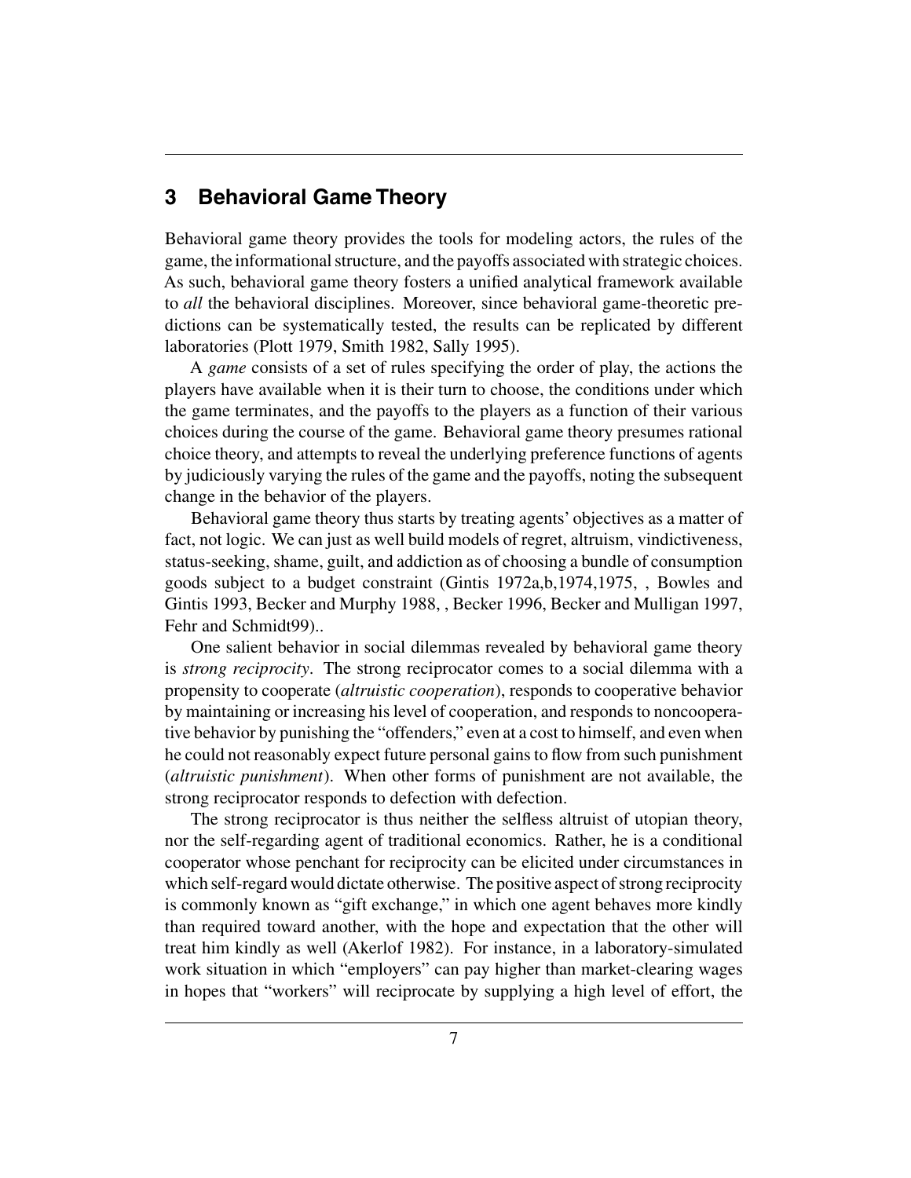## 3 Behavioral Game Theory

Behavioral game theory provides the tools for modeling actors, the rules of the game, the informational structure, and the payoffs associated with strategic choices. As such, behavioral game theory fosters a unified analytical framework available to *all* the behavioral disciplines. Moreover, since behavioral game-theoretic predictions can be systematically tested, the results can be replicated by different laboratories (Plott 1979, Smith 1982, Sally 1995).

A *game* consists of a set of rules specifying the order of play, the actions the players have available when it is their turn to choose, the conditions under which the game terminates, and the payoffs to the players as a function of their various choices during the course of the game. Behavioral game theory presumes rational choice theory, and attempts to reveal the underlying preference functions of agents by judiciously varying the rules of the game and the payoffs, noting the subsequent change in the behavior of the players.

Behavioral game theory thus starts by treating agents' objectives as a matter of fact, not logic. We can just as well build models of regret, altruism, vindictiveness, status-seeking, shame, guilt, and addiction as of choosing a bundle of consumption goods subject to a budget constraint (Gintis 1972a,b,1974,1975, , Bowles and Gintis 1993, Becker and Murphy 1988, , Becker 1996, Becker and Mulligan 1997, Fehr and Schmidt99)..

One salient behavior in social dilemmas revealed by behavioral game theory is *strong reciprocity*. The strong reciprocator comes to a social dilemma with a propensity to cooperate (*altruistic cooperation*), responds to cooperative behavior by maintaining or increasing his level of cooperation, and responds to noncooperative behavior by punishing the "offenders," even at a cost to himself, and even when he could not reasonably expect future personal gains to flow from such punishment (*altruistic punishment*). When other forms of punishment are not available, the strong reciprocator responds to defection with defection.

The strong reciprocator is thus neither the selfless altruist of utopian theory, nor the self-regarding agent of traditional economics. Rather, he is a conditional cooperator whose penchant for reciprocity can be elicited under circumstances in which self-regard would dictate otherwise. The positive aspect of strong reciprocity is commonly known as "gift exchange," in which one agent behaves more kindly than required toward another, with the hope and expectation that the other will treat him kindly as well (Akerlof 1982). For instance, in a laboratory-simulated work situation in which "employers" can pay higher than market-clearing wages in hopes that "workers" will reciprocate by supplying a high level of effort, the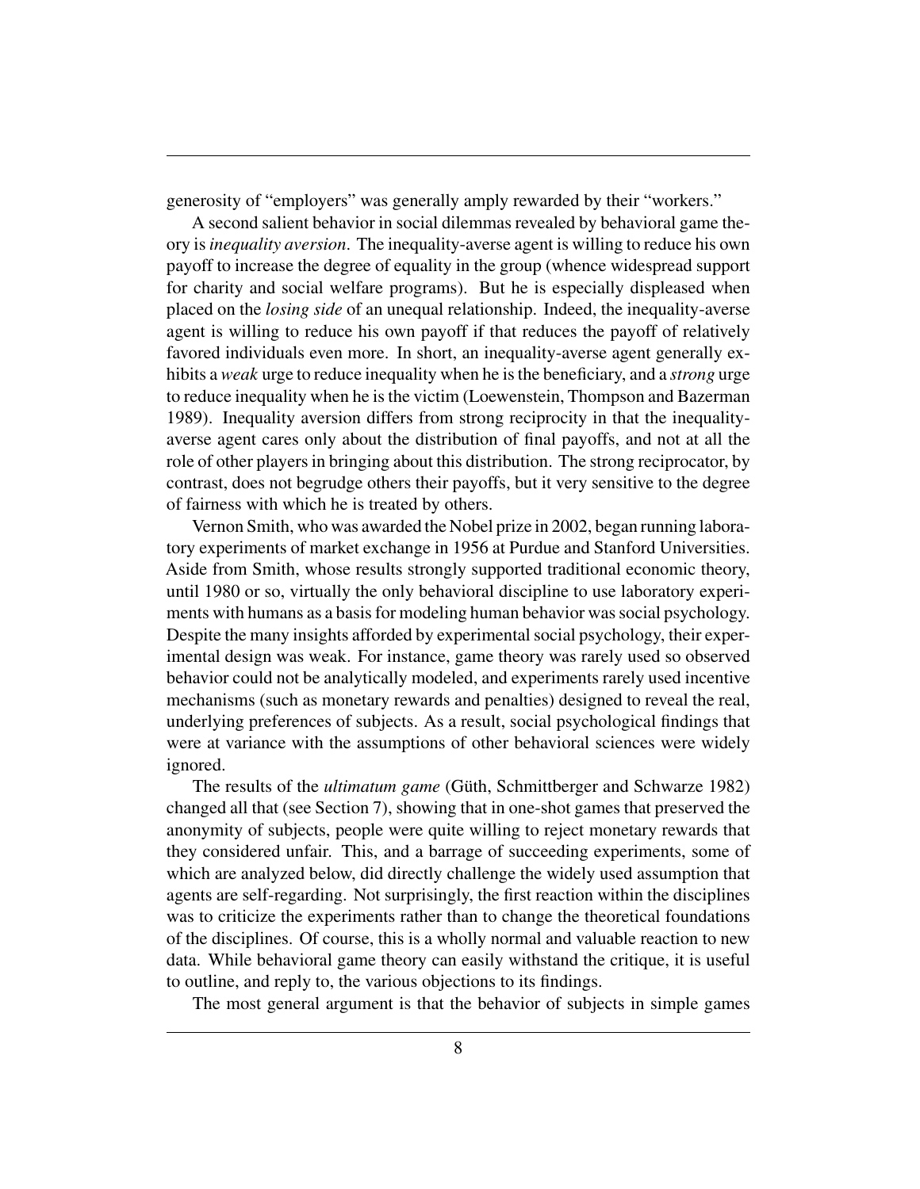generosity of "employers" was generally amply rewarded by their "workers."

A second salient behavior in social dilemmas revealed by behavioral game theory is *inequality aversion*. The inequality-averse agent is willing to reduce his own payoff to increase the degree of equality in the group (whence widespread support for charity and social welfare programs). But he is especially displeased when placed on the *losing side* of an unequal relationship. Indeed, the inequality-averse agent is willing to reduce his own payoff if that reduces the payoff of relatively favored individuals even more. In short, an inequality-averse agent generally exhibits a *weak* urge to reduce inequality when he is the beneficiary, and a *strong* urge to reduce inequality when he is the victim (Loewenstein, Thompson and Bazerman 1989). Inequality aversion differs from strong reciprocity in that the inequality-averse agent cares only about the distribution of final payoffs, and not at all the role of other players in bringing about this distribution. The strong reciprocator, by contrast, does not begrudge others their payoffs, but it very sensitive to the degree of fairness with which he is treated by others.

Vernon Smith, who was awarded the Nobel prize in 2002, began running laboratory experiments of market exchange in 1956 at Purdue and Stanford Universities. Aside from Smith, whose results strongly supported traditional economic theory, until 1980 or so, virtually the only behavioral discipline to use laboratory experiments with humans as a basis for modeling human behavior was social psychology. Despite the many insights afforded by experimental social psychology, their experimental design was weak. For instance, game theory was rarely used so observed behavior could not be analytically modeled, and experiments rarely used incentive mechanisms (such as monetary rewards and penalties) designed to reveal the real, underlying preferences of subjects. As a result, social psychological findings that were at variance with the assumptions of other behavioral sciences were widely ignored.

The results of the *ultimatum game* (Güth, Schmittberger and Schwarze 1982) changed all that (see Section 7), showing that in one-shot games that preserved the anonymity of subjects, people were quite willing to reject monetary rewards that they considered unfair. This, and a barrage of succeeding experiments, some of which are analyzed below, did directly challenge the widely used assumption that agents are self-regarding. Not surprisingly, the first reaction within the disciplines was to criticize the experiments rather than to change the theoretical foundations of the disciplines. Of course, this is a wholly normal and valuable reaction to new data. While behavioral game theory can easily withstand the critique, it is useful to outline, and reply to, the various objections to its findings.

The most general argument is that the behavior of subjects in simple games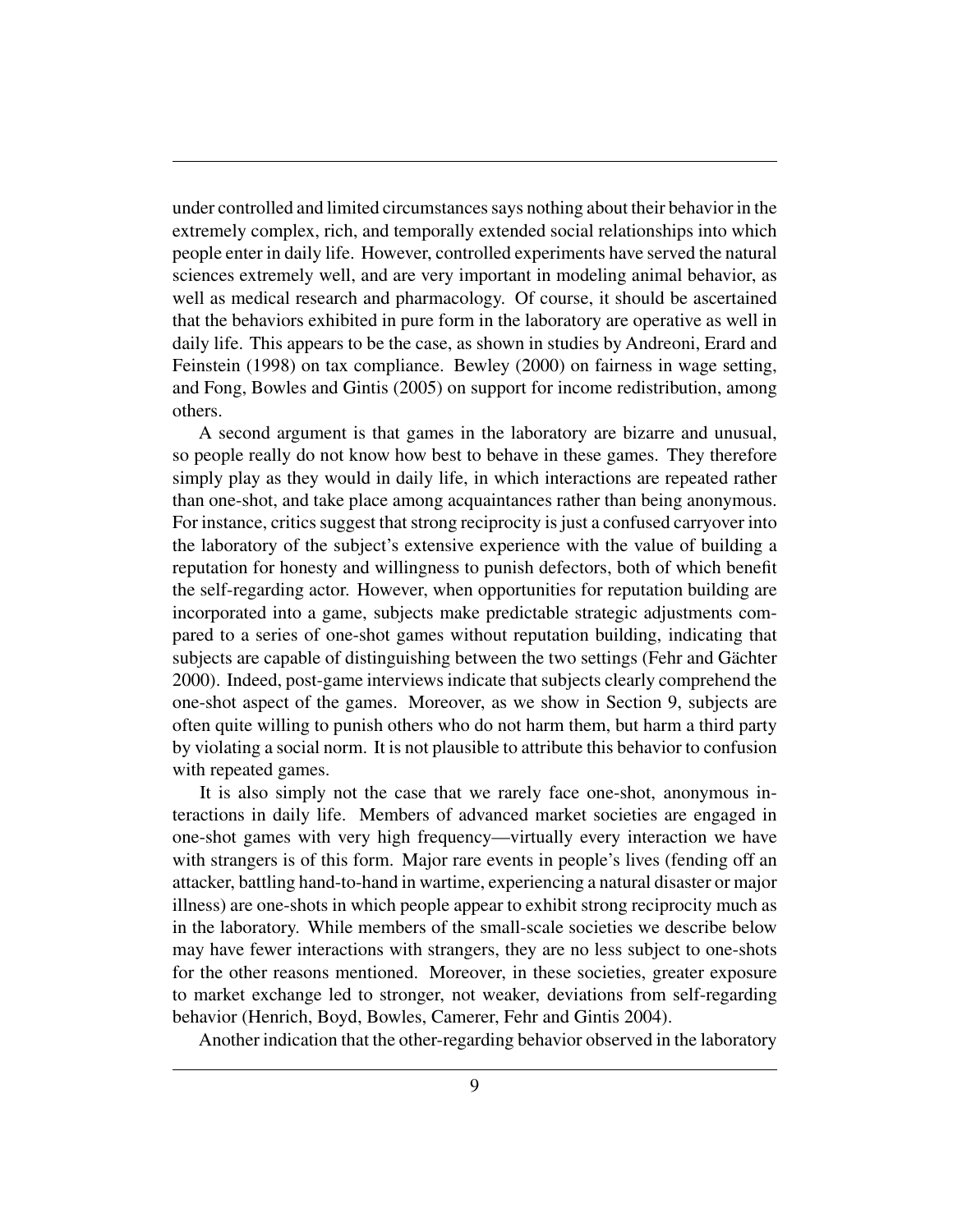under controlled and limited circumstances says nothing about their behavior in the extremely complex, rich, and temporally extended social relationships into which people enter in daily life. However, controlled experiments have served the natural sciences extremely well, and are very important in modeling animal behavior, as well as medical research and pharmacology. Of course, it should be ascertained that the behaviors exhibited in pure form in the laboratory are operative as well in daily life. This appears to be the case, as shown in studies by Andreoni, Erard and Feinstein (1998) on tax compliance. Bewley (2000) on fairness in wage setting, and Fong, Bowles and Gintis (2005) on support for income redistribution, among others.

A second argument is that games in the laboratory are bizarre and unusual, so people really do not know how best to behave in these games. They therefore simply play as they would in daily life, in which interactions are repeated rather than one-shot, and take place among acquaintances rather than being anonymous. For instance, critics suggest that strong reciprocity is just a confused carryover into the laboratory of the subject's extensive experience with the value of building a reputation for honesty and willingness to punish defectors, both of which benefit the self-regarding actor. However, when opportunities for reputation building are incorporated into a game, subjects make predictable strategic adjustments compared to a series of one-shot games without reputation building, indicating that subjects are capable of distinguishing between the two settings (Fehr and Gächter 2000). Indeed, post-game interviews indicate that subjects clearly comprehend the one-shot aspect of the games. Moreover, as we show in Section 9, subjects are often quite willing to punish others who do not harm them, but harm a third party by violating a social norm. It is not plausible to attribute this behavior to confusion with repeated games.

It is also simply not the case that we rarely face one-shot, anonymous interactions in daily life. Members of advanced market societies are engaged in one-shot games with very high frequency—virtually every interaction we have with strangers is of this form. Major rare events in people's lives (fending off an attacker, battling hand-to-hand in wartime, experiencing a natural disaster or major illness) are one-shots in which people appear to exhibit strong reciprocity much as in the laboratory. While members of the small-scale societies we describe below may have fewer interactions with strangers, they are no less subject to one-shots for the other reasons mentioned. Moreover, in these societies, greater exposure to market exchange led to stronger, not weaker, deviations from self-regarding behavior (Henrich, Boyd, Bowles, Camerer, Fehr and Gintis 2004).

Another indication that the other-regarding behavior observed in the laboratory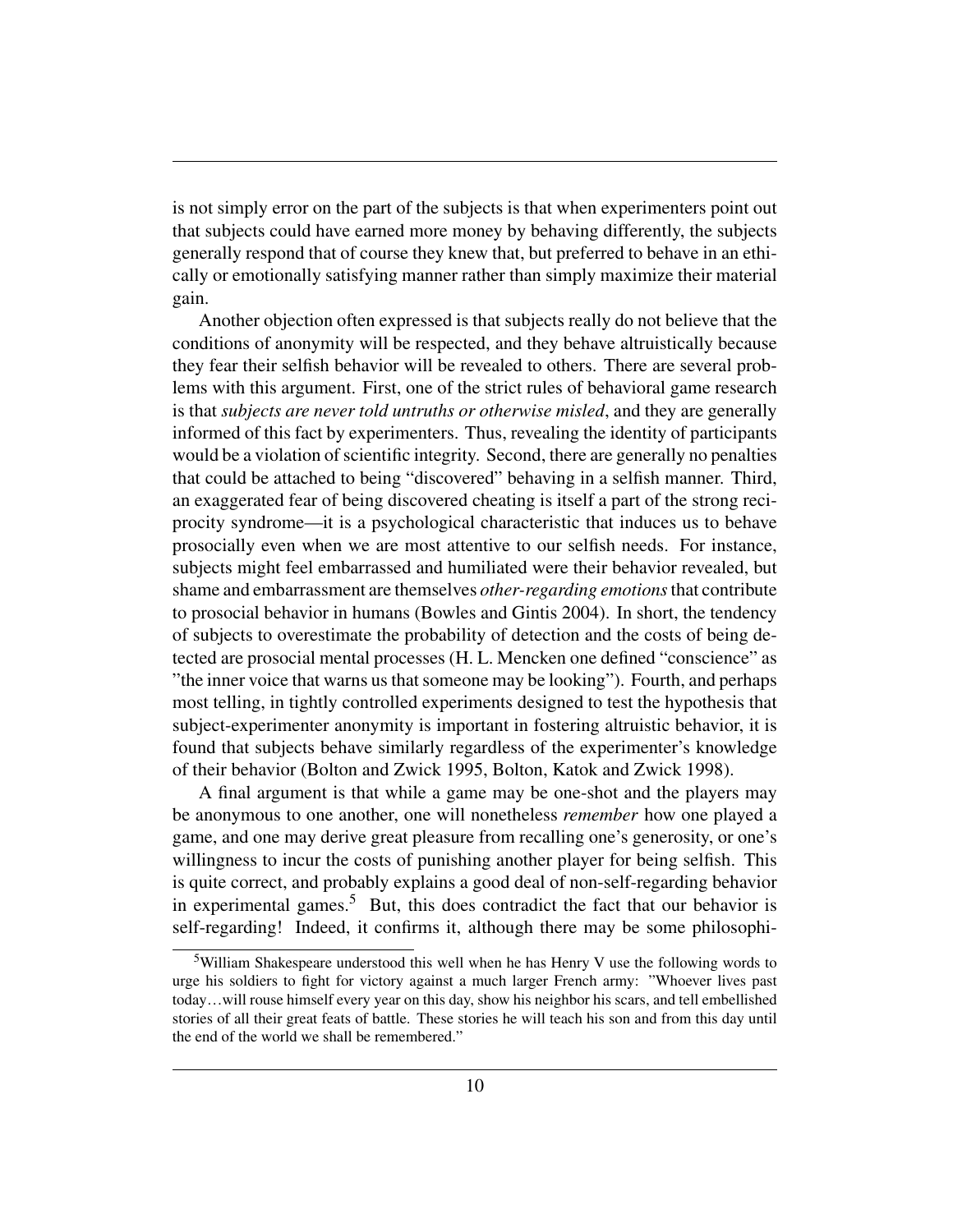is not simply error on the part of the subjects is that when experimenters point out that subjects could have earned more money by behaving differently, the subjects generally respond that of course they knew that, but preferred to behave in an ethically or emotionally satisfying manner rather than simply maximize their material gain.

Another objection often expressed is that subjects really do not believe that the conditions of anonymity will be respected, and they behave altruistically because they fear their selfish behavior will be revealed to others. There are several problems with this argument. First, one of the strict rules of behavioral game research is that *subjects are never told untruths or otherwise misled*, and they are generally informed of this fact by experimenters. Thus, revealing the identity of participants would be a violation of scientific integrity. Second, there are generally no penalties that could be attached to being "discovered" behaving in a selfish manner. Third, an exaggerated fear of being discovered cheating is itself a part of the strong reciprocity syndrome—it is a psychological characteristic that induces us to behave prosocially even when we are most attentive to our selfish needs. For instance, subjects might feel embarrassed and humiliated were their behavior revealed, but shame and embarrassment are themselves *other-regarding emotions* that contribute to prosocial behavior in humans (Bowles and Gintis 2004). In short, the tendency of subjects to overestimate the probability of detection and the costs of being detected are prosocial mental processes (H. L. Mencken one defined "conscience" as "the inner voice that warns us that someone may be looking"). Fourth, and perhaps most telling, in tightly controlled experiments designed to test the hypothesis that subject-experimenter anonymity is important in fostering altruistic behavior, it is found that subjects behave similarly regardless of the experimenter's knowledge of their behavior (Bolton and Zwick 1995, Bolton, Katok and Zwick 1998).

A final argument is that while a game may be one-shot and the players may be anonymous to one another, one will nonetheless *remember* how one played a game, and one may derive great pleasure from recalling one's generosity, or one's willingness to incur the costs of punishing another player for being selfish. This is quite correct, and probably explains a good deal of non-self-regarding behavior in experimental games.[5] But, this does contradict the fact that our behavior is self-regarding! Indeed, it confirms it, although there may be some philosophi-

[5]William Shakespeare understood this well when he has Henry V use the following words to urge his soldiers to fight for victory against a much larger French army: "Whoever lives past today…will rouse himself every year on this day, show his neighbor his scars, and tell embellished stories of all their great feats of battle. These stories he will teach his son and from this day until the end of the world we shall be remembered."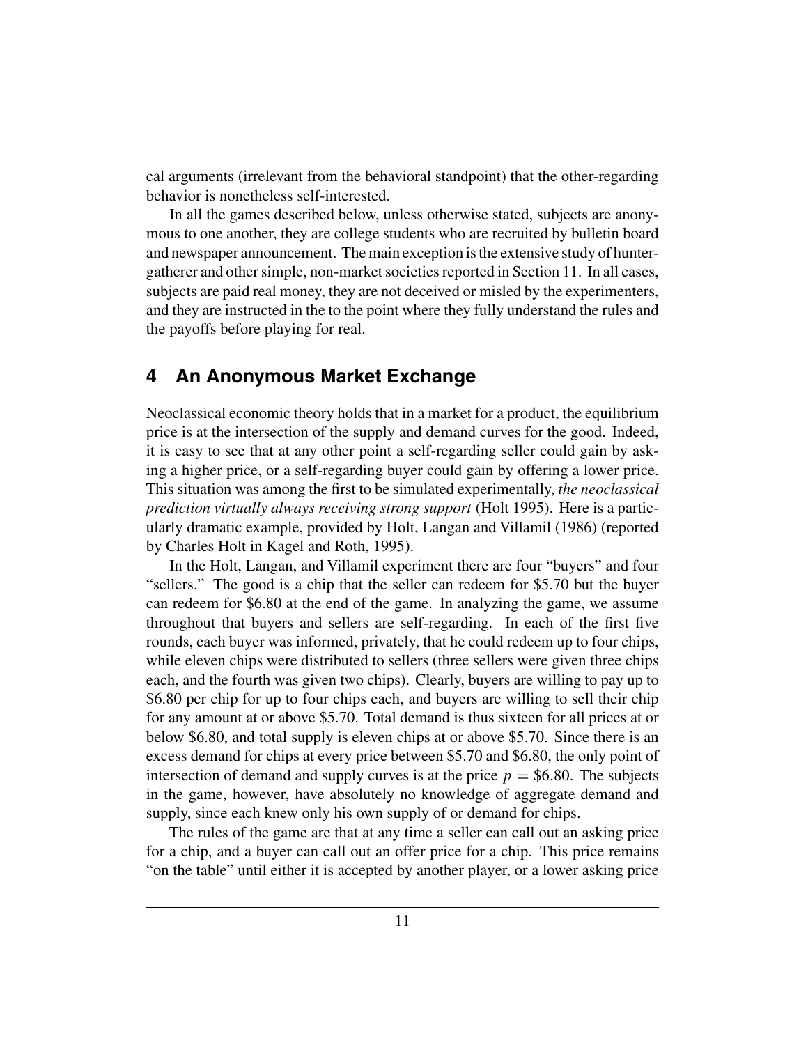cal arguments (irrelevant from the behavioral standpoint) that the other-regarding behavior is nonetheless self-interested.

In all the games described below, unless otherwise stated, subjects are anonymous to one another, they are college students who are recruited by bulletin board and newspaper announcement. The main exception is the extensive study of hunter-gatherer and other simple, non-market societies reported in Section 11. In all cases, subjects are paid real money, they are not deceived or misled by the experimenters, and they are instructed in the to the point where they fully understand the rules and the payoffs before playing for real.

## 4 An Anonymous Market Exchange

Neoclassical economic theory holds that in a market for a product, the equilibrium price is at the intersection of the supply and demand curves for the good. Indeed, it is easy to see that at any other point a self-regarding seller could gain by asking a higher price, or a self-regarding buyer could gain by offering a lower price. This situation was among the first to be simulated experimentally, *the neoclassical prediction virtually always receiving strong support* (Holt 1995). Here is a particularly dramatic example, provided by Holt, Langan and Villamil (1986) (reported by Charles Holt in Kagel and Roth, 1995).

In the Holt, Langan, and Villamil experiment there are four "buyers" and four "sellers." The good is a chip that the seller can redeem for \$5.70 but the buyer can redeem for \$6.80 at the end of the game. In analyzing the game, we assume throughout that buyers and sellers are self-regarding. In each of the first five rounds, each buyer was informed, privately, that he could redeem up to four chips, while eleven chips were distributed to sellers (three sellers were given three chips each, and the fourth was given two chips). Clearly, buyers are willing to pay up to \$6.80 per chip for up to four chips each, and buyers are willing to sell their chip for any amount at or above \$5.70. Total demand is thus sixteen for all prices at or below \$6.80, and total supply is eleven chips at or above \$5.70. Since there is an excess demand for chips at every price between \$5.70 and \$6.80, the only point of intersection of demand and supply curves is at the price $p = \$6.80$. The subjects in the game, however, have absolutely no knowledge of aggregate demand and supply, since each knew only his own supply of or demand for chips.

The rules of the game are that at any time a seller can call out an asking price for a chip, and a buyer can call out an offer price for a chip. This price remains "on the table" until either it is accepted by another player, or a lower asking price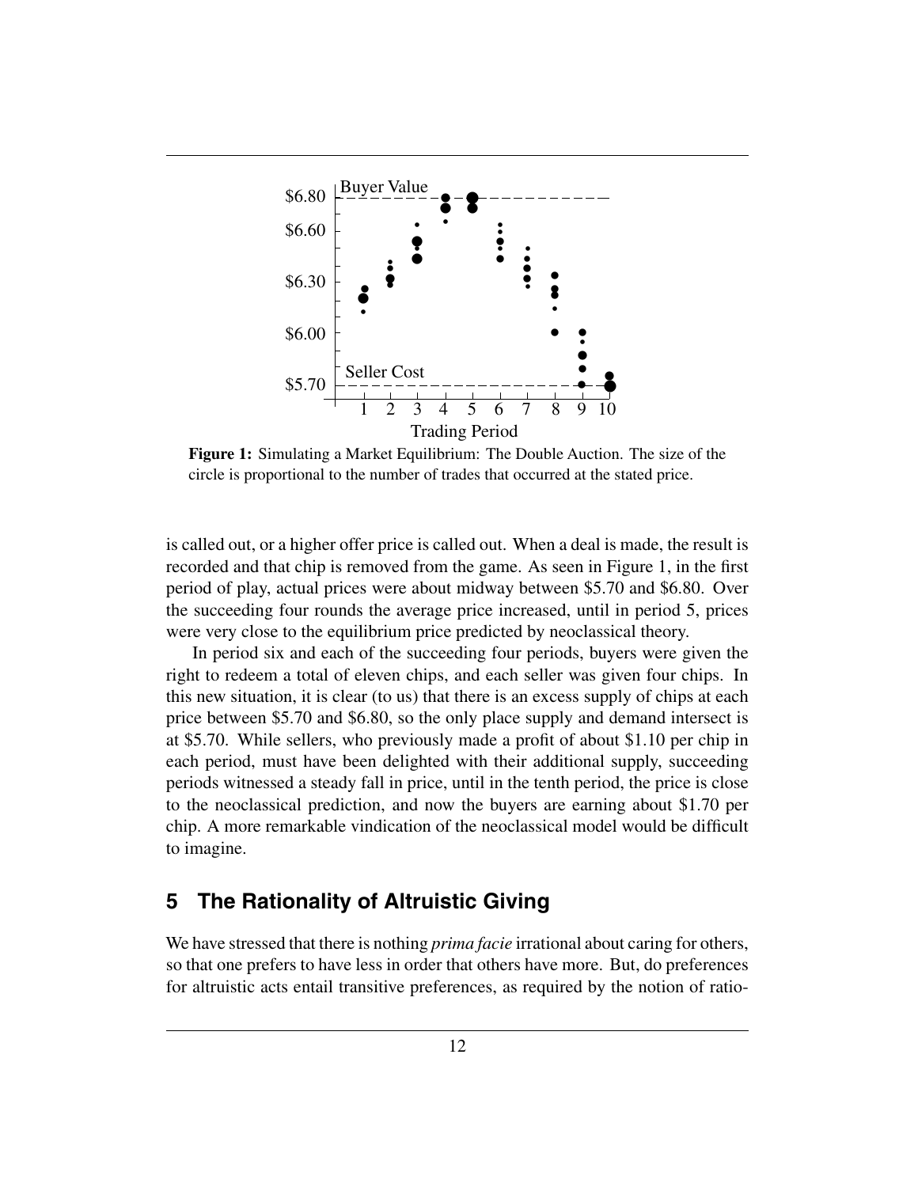**Figure 1:** Simulating a Market Equilibrium: The Double Auction. The size of the circle is proportional to the number of trades that occurred at the stated price.

is called out, or a higher offer price is called out. When a deal is made, the result is recorded and that chip is removed from the game. As seen in Figure 1, in the first period of play, actual prices were about midway between \$5.70 and \$6.80. Over the succeeding four rounds the average price increased, until in period 5, prices were very close to the equilibrium price predicted by neoclassical theory.

In period six and each of the succeeding four periods, buyers were given the right to redeem a total of eleven chips, and each seller was given four chips. In this new situation, it is clear (to us) that there is an excess supply of chips at each price between \$5.70 and \$6.80, so the only place supply and demand intersect is at \$5.70. While sellers, who previously made a profit of about \$1.10 per chip in each period, must have been delighted with their additional supply, succeeding periods witnessed a steady fall in price, until in the tenth period, the price is close to the neoclassical prediction, and now the buyers are earning about \$1.70 per chip. A more remarkable vindication of the neoclassical model would be difficult to imagine.

## 5 The Rationality of Altruistic Giving

We have stressed that there is nothing *prima facie* irrational about caring for others, so that one prefers to have less in order that others have more. But, do preferences for altruistic acts entail transitive preferences, as required by the notion of ratio-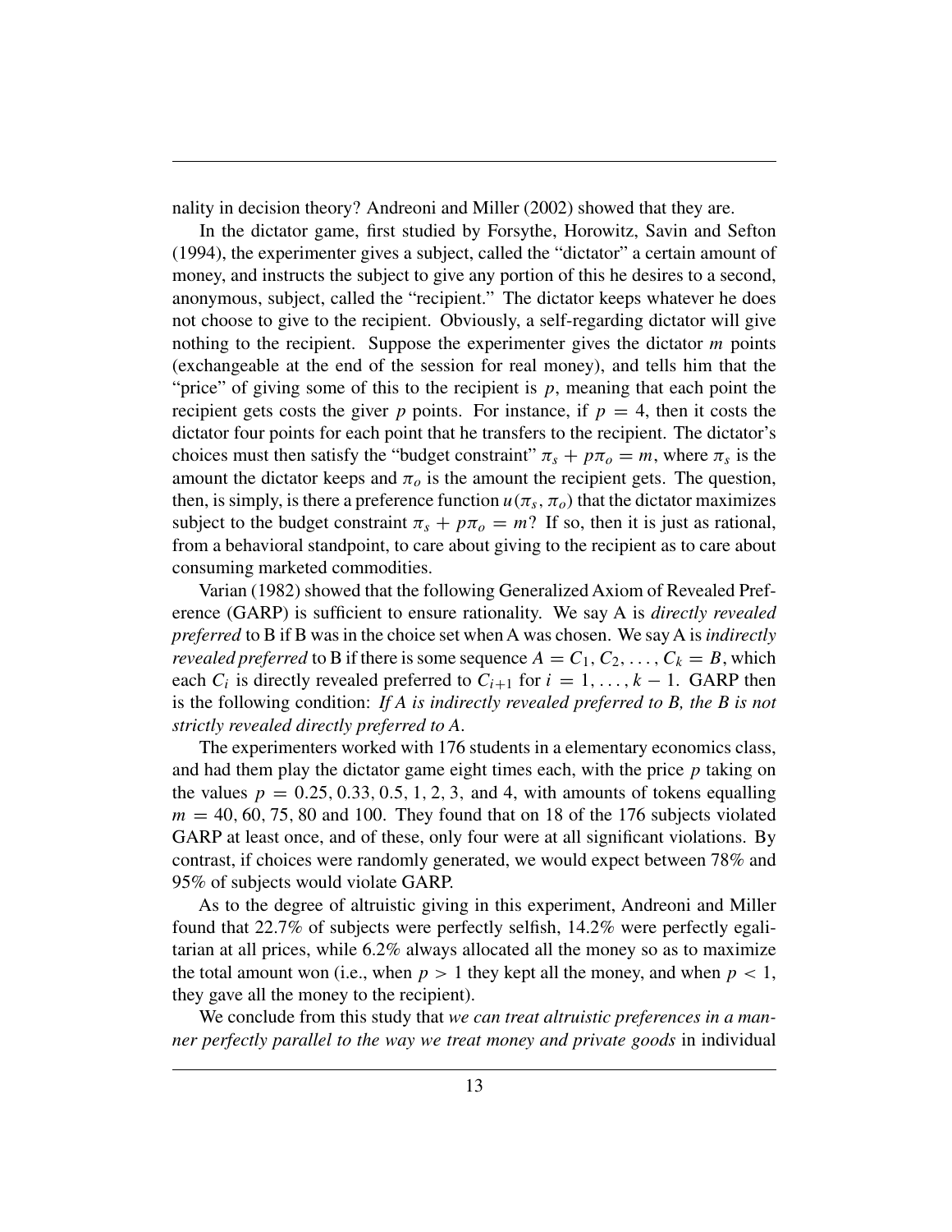nality in decision theory? Andreoni and Miller (2002) showed that they are.

In the dictator game, first studied by Forsythe, Horowitz, Savin and Sefton (1994), the experimenter gives a subject, called the "dictator" a certain amount of money, and instructs the subject to give any portion of this he desires to a second, anonymous, subject, called the "recipient." The dictator keeps whatever he does not choose to give to the recipient. Obviously, a self-regarding dictator will give nothing to the recipient. Suppose the experimenter gives the dictator $m$ points (exchangeable at the end of the session for real money), and tells him that the "price" of giving some of this to the recipient is $p$, meaning that each point the recipient gets costs the giver $p$ points. For instance, if $p = 4$, then it costs the dictator four points for each point that he transfers to the recipient. The dictator's choices must then satisfy the "budget constraint" $\pi_s + p\pi_o = m$, where $\pi_s$ is the amount the dictator keeps and $\pi_o$ is the amount the recipient gets. The question, then, is simply, is there a preference function $u(\pi_s, \pi_o)$ that the dictator maximizes subject to the budget constraint $\pi_s + p\pi_o = m$? If so, then it is just as rational, from a behavioral standpoint, to care about giving to the recipient as to care about consuming marketed commodities.

Varian (1982) showed that the following Generalized Axiom of Revealed Preference (GARP) is sufficient to ensure rationality. We say A is *directly revealed preferred* to B if B was in the choice set when A was chosen. We say A is *indirectly revealed preferred* to B if there is some sequence $A = C_1, C_2, \ldots, C_k = B$, which each $C_i$ is directly revealed preferred to $C_{i+1}$ for $i = 1, \ldots, k-1$. GARP then is the following condition: *If A is indirectly revealed preferred to B, the B is not strictly revealed directly preferred to A.*

The experimenters worked with 176 students in a elementary economics class, and had them play the dictator game eight times each, with the price $p$ taking on the values $p = 0.25, 0.33, 0.5, 1, 2, 3$, and $4$, with amounts of tokens equalling $m = 40, 60, 75, 80$ and $100$. They found that on 18 of the 176 subjects violated GARP at least once, and of these, only four were at all significant violations. By contrast, if choices were randomly generated, we would expect between 78% and 95% of subjects would violate GARP.

As to the degree of altruistic giving in this experiment, Andreoni and Miller found that 22.7% of subjects were perfectly selfish, 14.2% were perfectly egalitarian at all prices, while 6.2% always allocated all the money so as to maximize the total amount won (i.e., when $p > 1$ they kept all the money, and when $p < 1$, they gave all the money to the recipient).

We conclude from this study that *we can treat altruistic preferences in a manner perfectly parallel to the way we treat money and private goods* in individual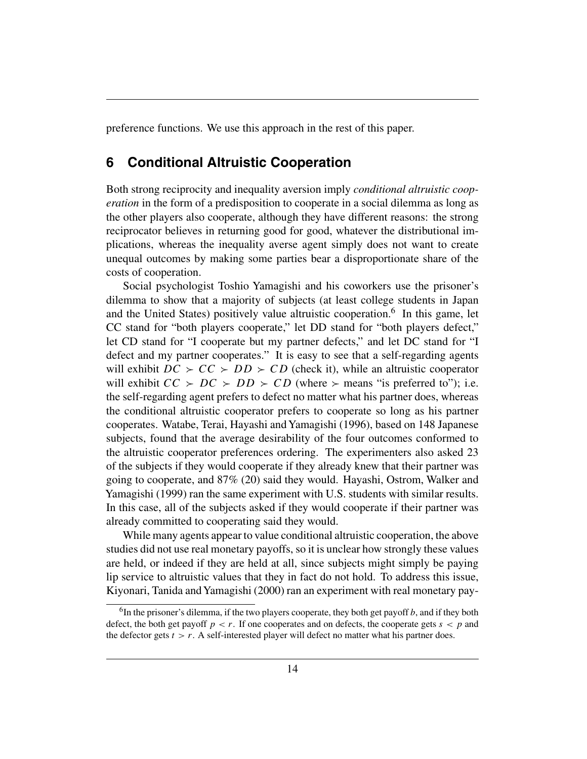preference functions. We use this approach in the rest of this paper.

## 6 Conditional Altruistic Cooperation

Both strong reciprocity and inequality aversion imply *conditional altruistic cooperation* in the form of a predisposition to cooperate in a social dilemma as long as the other players also cooperate, although they have different reasons: the strong reciprocator believes in returning good for good, whatever the distributional implications, whereas the inequality averse agent simply does not want to create unequal outcomes by making some parties bear a disproportionate share of the costs of cooperation.

Social psychologist Toshio Yamagishi and his coworkers use the prisoner's dilemma to show that a majority of subjects (at least college students in Japan and the United States) positively value altruistic cooperation.[6] In this game, let CC stand for "both players cooperate," let DD stand for "both players defect," let CD stand for "I cooperate but my partner defects," and let DC stand for "I defect and my partner cooperates." It is easy to see that a self-regarding agents will exhibit $DC \succ CC \succ DD \succ CD$ (check it), while an altruistic cooperator will exhibit $CC \succ DC \succ DD \succ CD$ (where $\succ$ means "is preferred to"); i.e. the self-regarding agent prefers to defect no matter what his partner does, whereas the conditional altruistic cooperator prefers to cooperate so long as his partner cooperates. Watabe, Terai, Hayashi and Yamagishi (1996), based on 148 Japanese subjects, found that the average desirability of the four outcomes conformed to the altruistic cooperator preferences ordering. The experimenters also asked 23 of the subjects if they would cooperate if they already knew that their partner was going to cooperate, and 87% (20) said they would. Hayashi, Ostrom, Walker and Yamagishi (1999) ran the same experiment with U.S. students with similar results. In this case, all of the subjects asked if they would cooperate if their partner was already committed to cooperating said they would.

While many agents appear to value conditional altruistic cooperation, the above studies did not use real monetary payoffs, so it is unclear how strongly these values are held, or indeed if they are held at all, since subjects might simply be paying lip service to altruistic values that they in fact do not hold. To address this issue, Kiyonari, Tanida and Yamagishi (2000) ran an experiment with real monetary pay-

[6] In the prisoner's dilemma, if the two players cooperate, they both get payoff $b$, and if they both defect, the both get payoff $p < r$. If one cooperates and on defects, the cooperate gets $s < p$ and the defector gets $t > r$. A self-interested player will defect no matter what his partner does.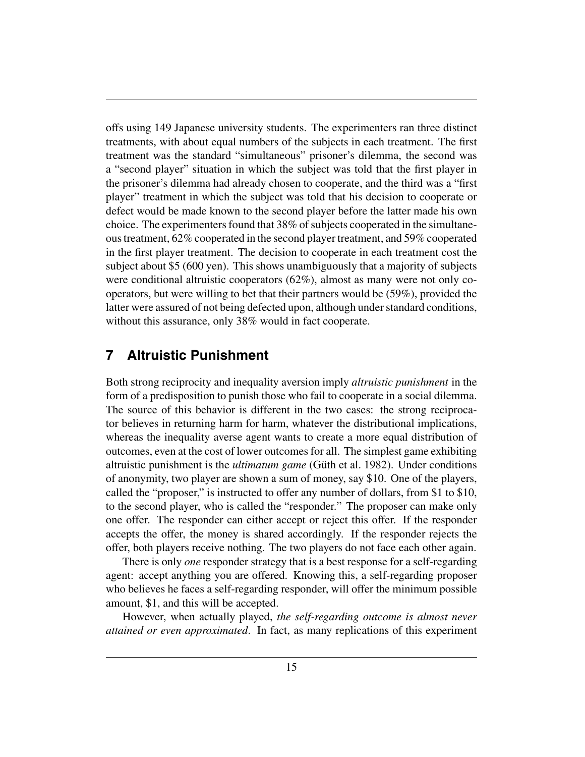offs using 149 Japanese university students. The experimenters ran three distinct treatments, with about equal numbers of the subjects in each treatment. The first treatment was the standard "simultaneous" prisoner's dilemma, the second was a "second player" situation in which the subject was told that the first player in the prisoner's dilemma had already chosen to cooperate, and the third was a "first player" treatment in which the subject was told that his decision to cooperate or defect would be made known to the second player before the latter made his own choice. The experimenters found that 38% of subjects cooperated in the simultaneous treatment, 62% cooperated in the second player treatment, and 59% cooperated in the first player treatment. The decision to cooperate in each treatment cost the subject about $5 (600 yen). This shows unambiguously that a majority of subjects were conditional altruistic cooperators (62%), almost as many were not only cooperators, but were willing to bet that their partners would be (59%), provided the latter were assured of not being defected upon, although under standard conditions, without this assurance, only 38% would in fact cooperate.

## 7 Altruistic Punishment

Both strong reciprocity and inequality aversion imply *altruistic punishment* in the form of a predisposition to punish those who fail to cooperate in a social dilemma. The source of this behavior is different in the two cases: the strong reciprocator believes in returning harm for harm, whatever the distributional implications, whereas the inequality averse agent wants to create a more equal distribution of outcomes, even at the cost of lower outcomes for all. The simplest game exhibiting altruistic punishment is the *ultimatum game* (Güth et al. 1982). Under conditions of anonymity, two player are shown a sum of money, say $10. One of the players, called the "proposer," is instructed to offer any number of dollars, from $1 to $10, to the second player, who is called the "responder." The proposer can make only one offer. The responder can either accept or reject this offer. If the responder accepts the offer, the money is shared accordingly. If the responder rejects the offer, both players receive nothing. The two players do not face each other again.

There is only *one* responder strategy that is a best response for a self-regarding agent: accept anything you are offered. Knowing this, a self-regarding proposer who believes he faces a self-regarding responder, will offer the minimum possible amount, $1, and this will be accepted.

However, when actually played, *the self-regarding outcome is almost never attained or even approximated*. In fact, as many replications of this experiment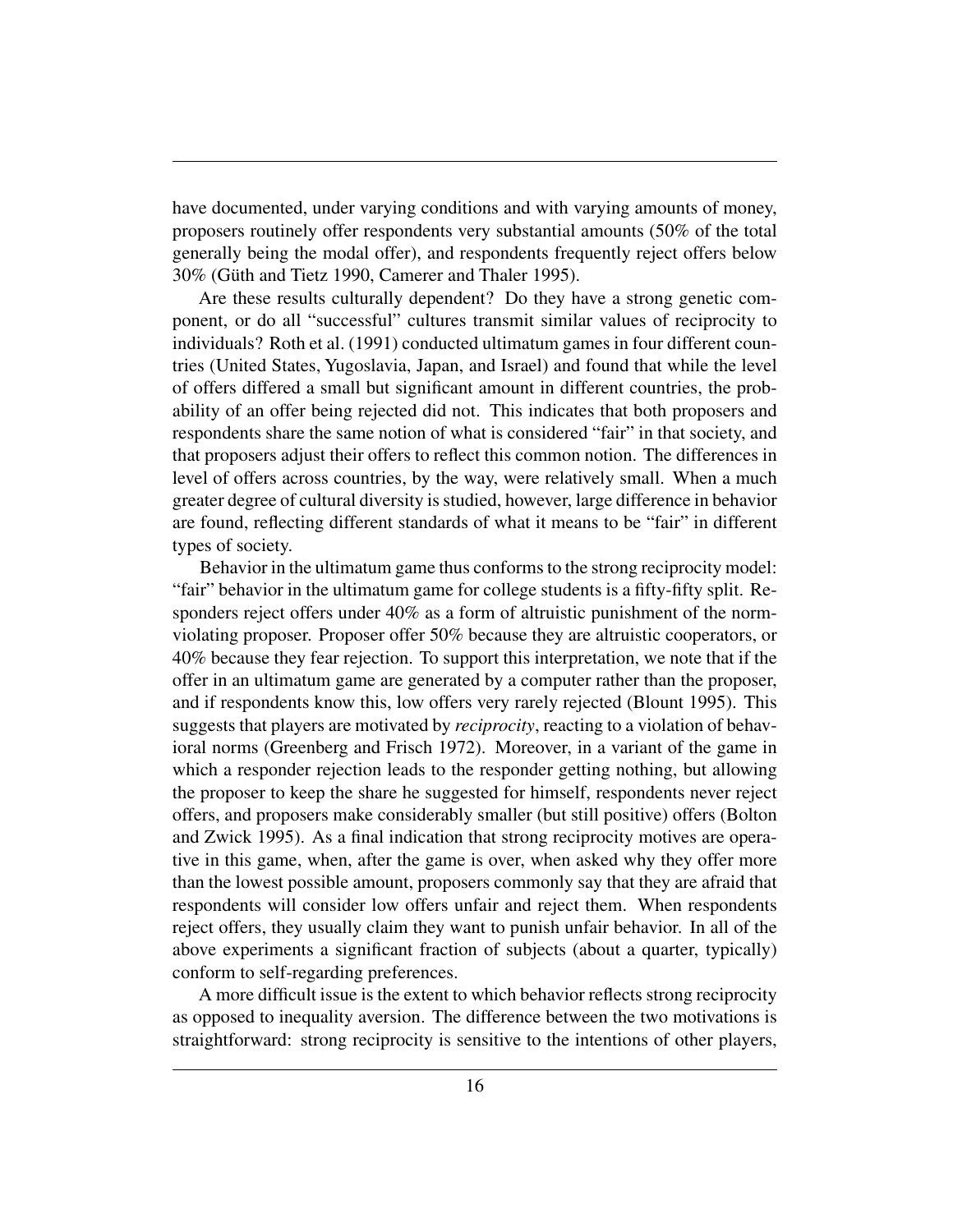have documented, under varying conditions and with varying amounts of money, proposers routinely offer respondents very substantial amounts (50% of the total generally being the modal offer), and respondents frequently reject offers below 30% (Güth and Tietz 1990, Camerer and Thaler 1995).

Are these results culturally dependent? Do they have a strong genetic component, or do all "successful" cultures transmit similar values of reciprocity to individuals? Roth et al. (1991) conducted ultimatum games in four different countries (United States, Yugoslavia, Japan, and Israel) and found that while the level of offers differed a small but significant amount in different countries, the probability of an offer being rejected did not. This indicates that both proposers and respondents share the same notion of what is considered "fair" in that society, and that proposers adjust their offers to reflect this common notion. The differences in level of offers across countries, by the way, were relatively small. When a much greater degree of cultural diversity is studied, however, large difference in behavior are found, reflecting different standards of what it means to be "fair" in different types of society.

Behavior in the ultimatum game thus conforms to the strong reciprocity model: "fair" behavior in the ultimatum game for college students is a fifty-fifty split. Responders reject offers under 40% as a form of altruistic punishment of the norm-violating proposer. Proposer offer 50% because they are altruistic cooperators, or 40% because they fear rejection. To support this interpretation, we note that if the offer in an ultimatum game are generated by a computer rather than the proposer, and if respondents know this, low offers very rarely rejected (Blount 1995). This suggests that players are motivated by *reciprocity*, reacting to a violation of behavioral norms (Greenberg and Frisch 1972). Moreover, in a variant of the game in which a responder rejection leads to the responder getting nothing, but allowing the proposer to keep the share he suggested for himself, respondents never reject offers, and proposers make considerably smaller (but still positive) offers (Bolton and Zwick 1995). As a final indication that strong reciprocity motives are operative in this game, when, after the game is over, when asked why they offer more than the lowest possible amount, proposers commonly say that they are afraid that respondents will consider low offers unfair and reject them. When respondents reject offers, they usually claim they want to punish unfair behavior. In all of the above experiments a significant fraction of subjects (about a quarter, typically) conform to self-regarding preferences.

A more difficult issue is the extent to which behavior reflects strong reciprocity as opposed to inequality aversion. The difference between the two motivations is straightforward: strong reciprocity is sensitive to the intentions of other players,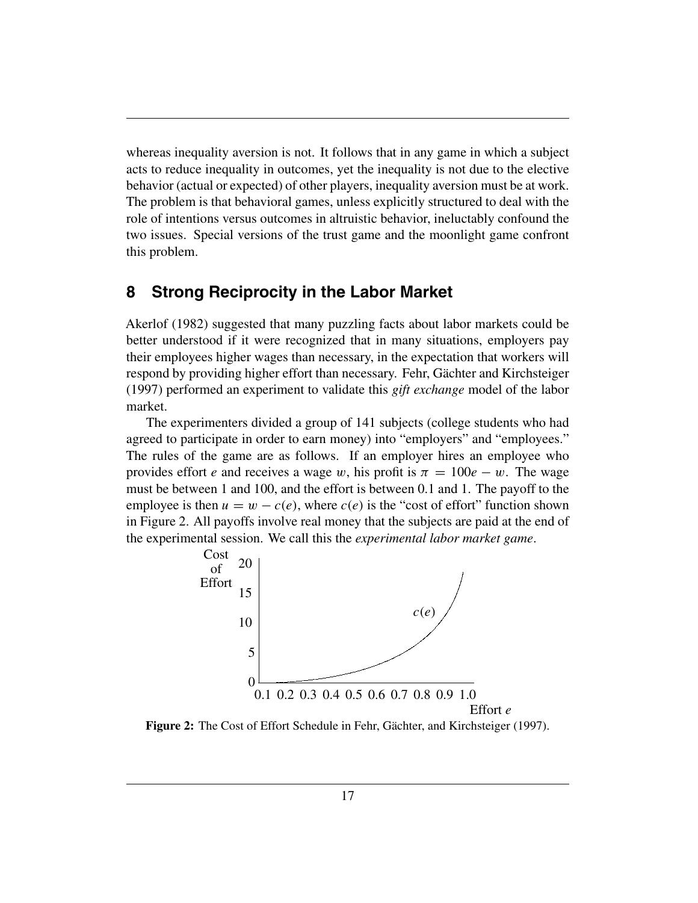whereas inequality aversion is not. It follows that in any game in which a subject acts to reduce inequality in outcomes, yet the inequality is not due to the elective behavior (actual or expected) of other players, inequality aversion must be at work. The problem is that behavioral games, unless explicitly structured to deal with the role of intentions versus outcomes in altruistic behavior, ineluctably confound the two issues. Special versions of the trust game and the moonlight game confront this problem.

## 8 Strong Reciprocity in the Labor Market

Akerlof (1982) suggested that many puzzling facts about labor markets could be better understood if it were recognized that in many situations, employers pay their employees higher wages than necessary, in the expectation that workers will respond by providing higher effort than necessary. Fehr, Gächter and Kirchsteiger (1997) performed an experiment to validate this *gift exchange* model of the labor market.

The experimenters divided a group of 141 subjects (college students who had agreed to participate in order to earn money) into "employers" and "employees." The rules of the game are as follows. If an employer hires an employee who provides effort $e$ and receives a wage $w$, his profit is $\pi = 100e - w$. The wage must be between 1 and 100, and the effort is between 0.1 and 1. The payoff to the employee is then $u = w - c(e)$, where $c(e)$ is the "cost of effort" function shown in Figure 2. All payoffs involve real money that the subjects are paid at the end of the experimental session. We call this the *experimental labor market game*.

**Figure 2:** The Cost of Effort Schedule in Fehr, Gächter, and Kirchsteiger (1997).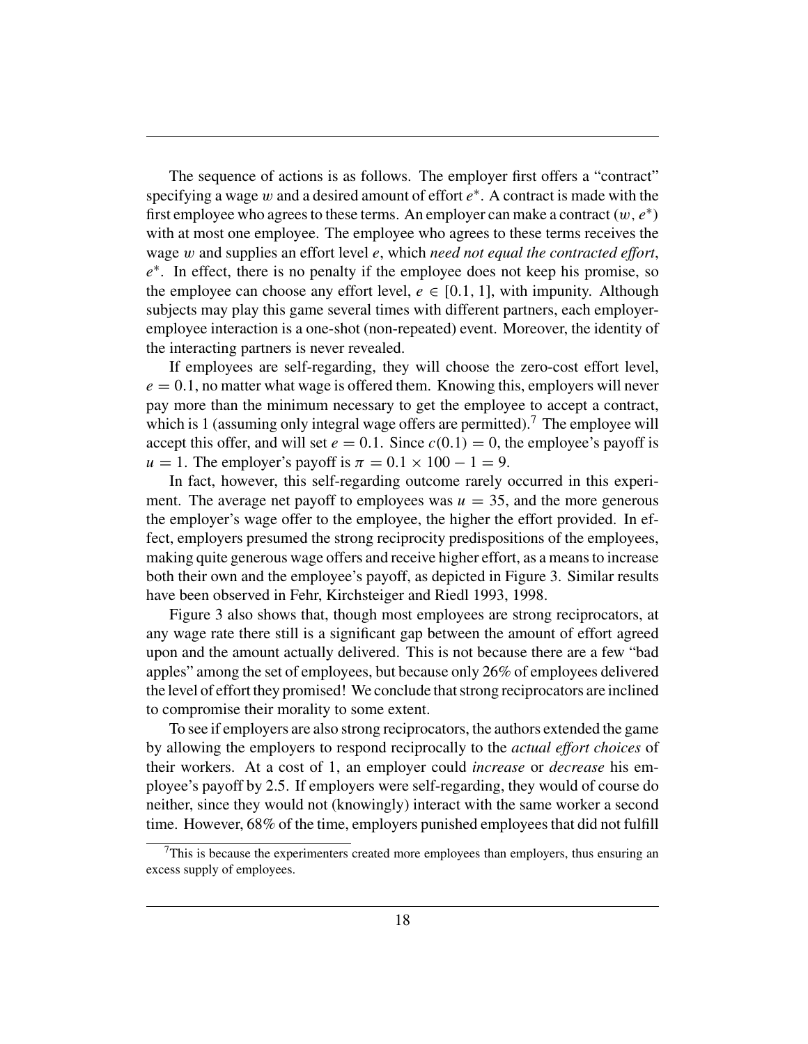The sequence of actions is as follows. The employer first offers a "contract" specifying a wage $w$ and a desired amount of effort $e^*$. A contract is made with the first employee who agrees to these terms. An employer can make a contract $(w, e^*)$ with at most one employee. The employee who agrees to these terms receives the wage $w$ and supplies an effort level $e$, which *need not equal the contracted effort*, $e^*$. In effect, there is no penalty if the employee does not keep his promise, so the employee can choose any effort level, $e \in [0.1, 1]$, with impunity. Although subjects may play this game several times with different partners, each employer-employee interaction is a one-shot (non-repeated) event. Moreover, the identity of the interacting partners is never revealed.

If employees are self-regarding, they will choose the zero-cost effort level, $e = 0.1$, no matter what wage is offered them. Knowing this, employers will never pay more than the minimum necessary to get the employee to accept a contract, which is 1 (assuming only integral wage offers are permitted).[7] The employee will accept this offer, and will set $e = 0.1$. Since $c(0.1) = 0$, the employee's payoff is $u = 1$. The employer's payoff is $\pi = 0.1 \times 100 - 1 = 9$.

In fact, however, this self-regarding outcome rarely occurred in this experiment. The average net payoff to employees was $u = 35$, and the more generous the employer's wage offer to the employee, the higher the effort provided. In effect, employers presumed the strong reciprocity predispositions of the employees, making quite generous wage offers and receive higher effort, as a means to increase both their own and the employee's payoff, as depicted in Figure 3. Similar results have been observed in Fehr, Kirchsteiger and Riedl 1993, 1998.

Figure 3 also shows that, though most employees are strong reciprocators, at any wage rate there still is a significant gap between the amount of effort agreed upon and the amount actually delivered. This is not because there are a few "bad apples" among the set of employees, but because only 26% of employees delivered the level of effort they promised! We conclude that strong reciprocators are inclined to compromise their morality to some extent.

To see if employers are also strong reciprocators, the authors extended the game by allowing the employers to respond reciprocally to the *actual effort choices* of their workers. At a cost of 1, an employer could *increase* or *decrease* his employee's payoff by 2.5. If employers were self-regarding, they would of course do neither, since they would not (knowingly) interact with the same worker a second time. However, 68% of the time, employers punished employees that did not fulfill

[7] This is because the experimenters created more employees than employers, thus ensuring an excess supply of employees.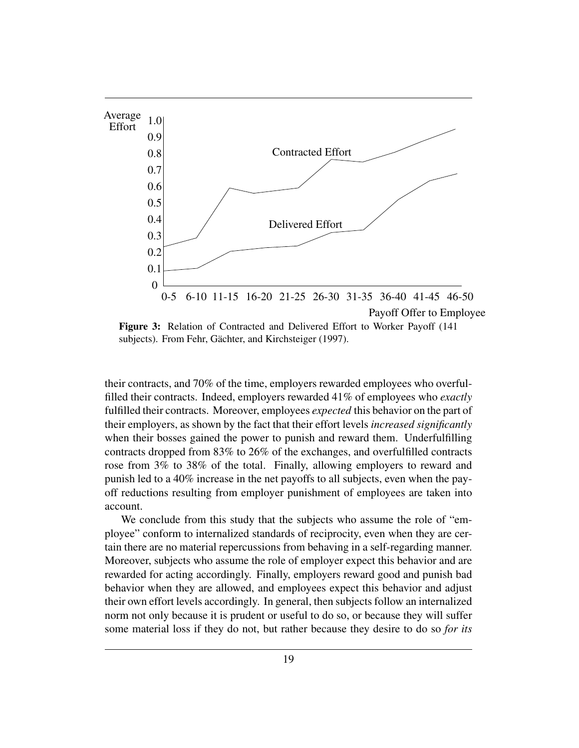**Figure 3:** Relation of Contracted and Delivered Effort to Worker Payoff (141 subjects). From Fehr, Gächter, and Kirchsteiger (1997).

their contracts, and 70% of the time, employers rewarded employees who overfulfilled their contracts. Indeed, employers rewarded 41% of employees who *exactly* fulfilled their contracts. Moreover, employees *expected* this behavior on the part of their employers, as shown by the fact that their effort levels *increased significantly* when their bosses gained the power to punish and reward them. Underfulfilling contracts dropped from 83% to 26% of the exchanges, and overfulfilled contracts rose from 3% to 38% of the total. Finally, allowing employers to reward and punish led to a 40% increase in the net payoffs to all subjects, even when the payoff reductions resulting from employer punishment of employees are taken into account.

We conclude from this study that the subjects who assume the role of "employee" conform to internalized standards of reciprocity, even when they are certain there are no material repercussions from behaving in a self-regarding manner. Moreover, subjects who assume the role of employer expect this behavior and are rewarded for acting accordingly. Finally, employers reward good and punish bad behavior when they are allowed, and employees expect this behavior and adjust their own effort levels accordingly. In general, then subjects follow an internalized norm not only because it is prudent or useful to do so, or because they will suffer some material loss if they do not, but rather because they desire to do so *for its*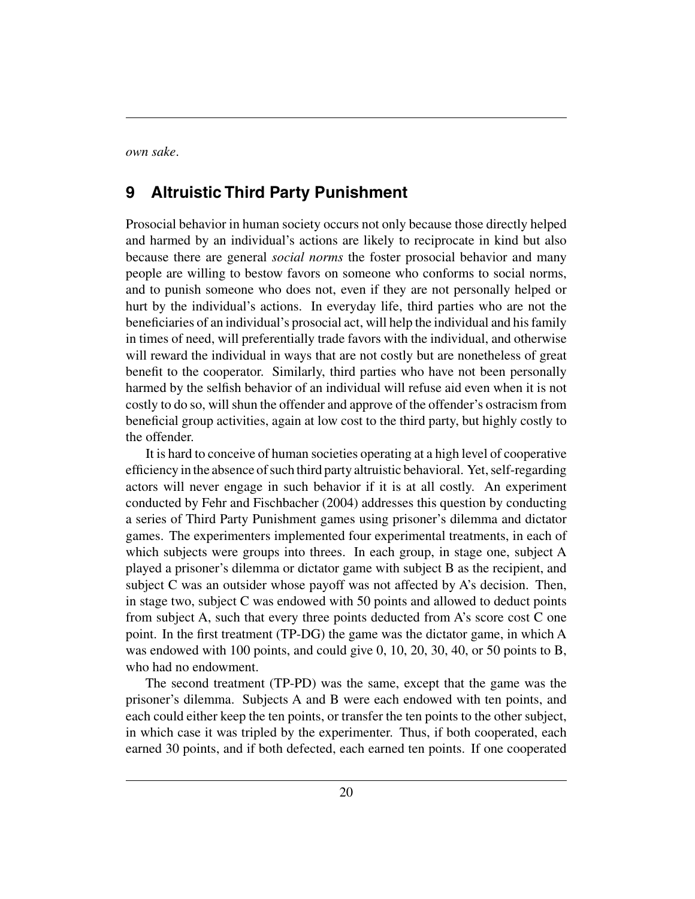*own sake*.

## 9 Altruistic Third Party Punishment

Prosocial behavior in human society occurs not only because those directly helped and harmed by an individual's actions are likely to reciprocate in kind but also because there are general *social norms* the foster prosocial behavior and many people are willing to bestow favors on someone who conforms to social norms, and to punish someone who does not, even if they are not personally helped or hurt by the individual's actions. In everyday life, third parties who are not the beneficiaries of an individual's prosocial act, will help the individual and his family in times of need, will preferentially trade favors with the individual, and otherwise will reward the individual in ways that are not costly but are nonetheless of great benefit to the cooperator. Similarly, third parties who have not been personally harmed by the selfish behavior of an individual will refuse aid even when it is not costly to do so, will shun the offender and approve of the offender's ostracism from beneficial group activities, again at low cost to the third party, but highly costly to the offender.

It is hard to conceive of human societies operating at a high level of cooperative efficiency in the absence of such third party altruistic behavioral. Yet, self-regarding actors will never engage in such behavior if it is at all costly. An experiment conducted by Fehr and Fischbacher (2004) addresses this question by conducting a series of Third Party Punishment games using prisoner's dilemma and dictator games. The experimenters implemented four experimental treatments, in each of which subjects were groups into threes. In each group, in stage one, subject A played a prisoner's dilemma or dictator game with subject B as the recipient, and subject C was an outsider whose payoff was not affected by A's decision. Then, in stage two, subject C was endowed with 50 points and allowed to deduct points from subject A, such that every three points deducted from A's score cost C one point. In the first treatment (TP-DG) the game was the dictator game, in which A was endowed with 100 points, and could give 0, 10, 20, 30, 40, or 50 points to B, who had no endowment.

The second treatment (TP-PD) was the same, except that the game was the prisoner's dilemma. Subjects A and B were each endowed with ten points, and each could either keep the ten points, or transfer the ten points to the other subject, in which case it was tripled by the experimenter. Thus, if both cooperated, each earned 30 points, and if both defected, each earned ten points. If one cooperated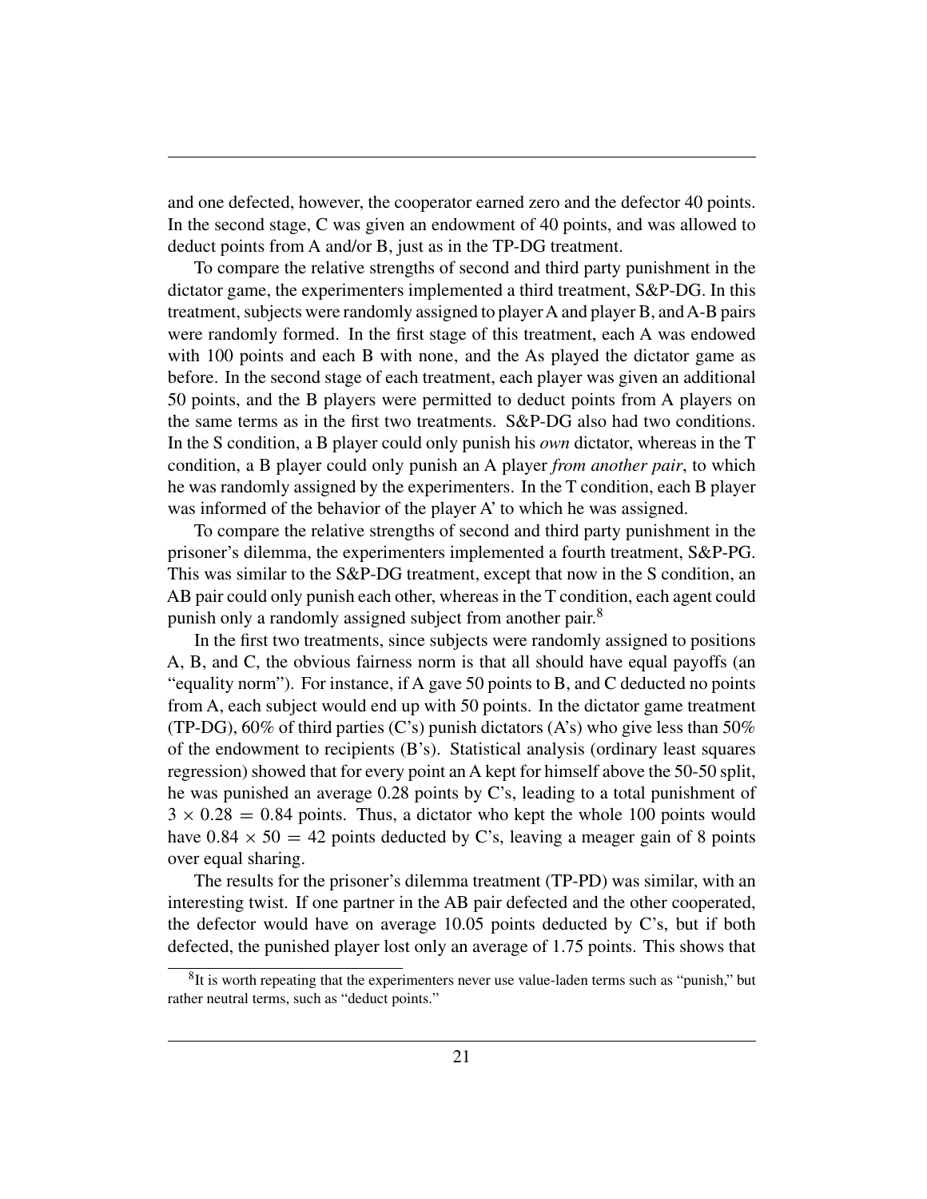and one defected, however, the cooperator earned zero and the defector 40 points. In the second stage, C was given an endowment of 40 points, and was allowed to deduct points from A and/or B, just as in the TP-DG treatment.

To compare the relative strengths of second and third party punishment in the dictator game, the experimenters implemented a third treatment, S&P-DG. In this treatment, subjects were randomly assigned to player A and player B, and A-B pairs were randomly formed. In the first stage of this treatment, each A was endowed with 100 points and each B with none, and the As played the dictator game as before. In the second stage of each treatment, each player was given an additional 50 points, and the B players were permitted to deduct points from A players on the same terms as in the first two treatments. S&P-DG also had two conditions. In the S condition, a B player could only punish his *own* dictator, whereas in the T condition, a B player could only punish an A player *from another pair*, to which he was randomly assigned by the experimenters. In the T condition, each B player was informed of the behavior of the player A' to which he was assigned.

To compare the relative strengths of second and third party punishment in the prisoner's dilemma, the experimenters implemented a fourth treatment, S&P-PG. This was similar to the S&P-DG treatment, except that now in the S condition, an AB pair could only punish each other, whereas in the T condition, each agent could punish only a randomly assigned subject from another pair.[8]

In the first two treatments, since subjects were randomly assigned to positions A, B, and C, the obvious fairness norm is that all should have equal payoffs (an "equality norm"). For instance, if A gave 50 points to B, and C deducted no points from A, each subject would end up with 50 points. In the dictator game treatment (TP-DG), 60% of third parties (C's) punish dictators (A's) who give less than 50% of the endowment to recipients (B's). Statistical analysis (ordinary least squares regression) showed that for every point an A kept for himself above the 50-50 split, he was punished an average 0.28 points by C's, leading to a total punishment of $3 \times 0.28 = 0.84$ points. Thus, a dictator who kept the whole 100 points would have $0.84 \times 50 = 42$ points deducted by C's, leaving a meager gain of 8 points over equal sharing.

The results for the prisoner's dilemma treatment (TP-PD) was similar, with an interesting twist. If one partner in the AB pair defected and the other cooperated, the defector would have on average 10.05 points deducted by C's, but if both defected, the punished player lost only an average of 1.75 points. This shows that

[8]It is worth repeating that the experimenters never use value-laden terms such as "punish," but rather neutral terms, such as "deduct points."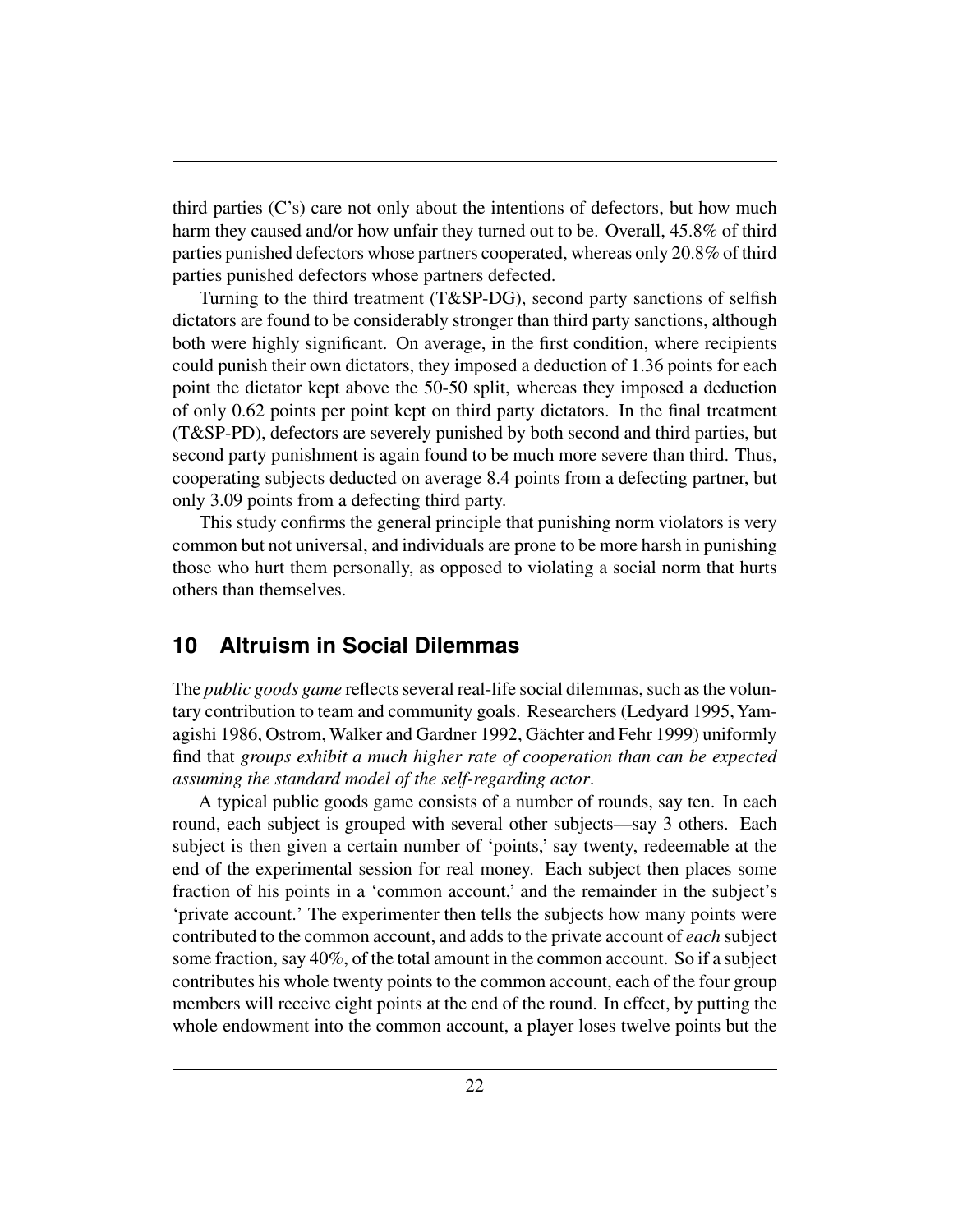third parties (C's) care not only about the intentions of defectors, but how much harm they caused and/or how unfair they turned out to be. Overall, 45.8% of third parties punished defectors whose partners cooperated, whereas only 20.8% of third parties punished defectors whose partners defected.

Turning to the third treatment (T&SP-DG), second party sanctions of selfish dictators are found to be considerably stronger than third party sanctions, although both were highly significant. On average, in the first condition, where recipients could punish their own dictators, they imposed a deduction of 1.36 points for each point the dictator kept above the 50-50 split, whereas they imposed a deduction of only 0.62 points per point kept on third party dictators. In the final treatment (T&SP-PD), defectors are severely punished by both second and third parties, but second party punishment is again found to be much more severe than third. Thus, cooperating subjects deducted on average 8.4 points from a defecting partner, but only 3.09 points from a defecting third party.

This study confirms the general principle that punishing norm violators is very common but not universal, and individuals are prone to be more harsh in punishing those who hurt them personally, as opposed to violating a social norm that hurts others than themselves.

## 10 Altruism in Social Dilemmas

The *public goods game* reflects several real-life social dilemmas, such as the voluntary contribution to team and community goals. Researchers (Ledyard 1995, Yamagishi 1986, Ostrom, Walker and Gardner 1992, Gächter and Fehr 1999) uniformly find that *groups exhibit a much higher rate of cooperation than can be expected assuming the standard model of the self-regarding actor*.

A typical public goods game consists of a number of rounds, say ten. In each round, each subject is grouped with several other subjects—say 3 others. Each subject is then given a certain number of 'points,' say twenty, redeemable at the end of the experimental session for real money. Each subject then places some fraction of his points in a 'common account,' and the remainder in the subject's 'private account.' The experimenter then tells the subjects how many points were contributed to the common account, and adds to the private account of *each* subject some fraction, say 40%, of the total amount in the common account. So if a subject contributes his whole twenty points to the common account, each of the four group members will receive eight points at the end of the round. In effect, by putting the whole endowment into the common account, a player loses twelve points but the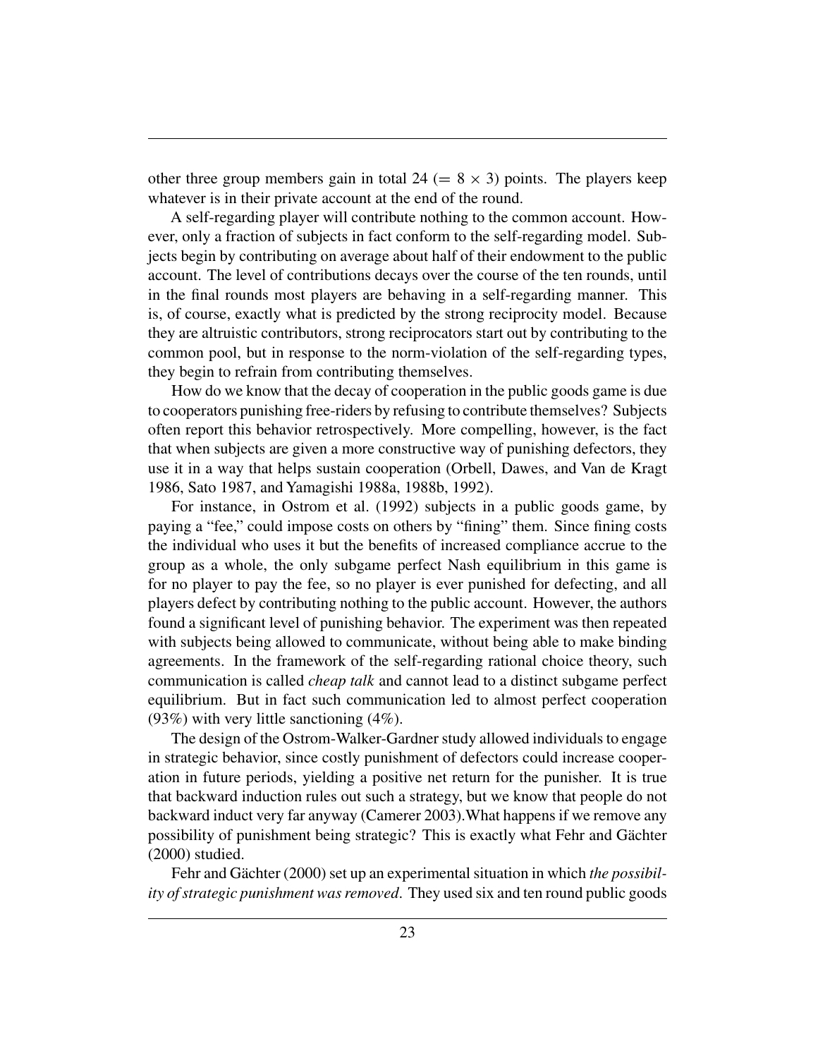other three group members gain in total 24 ($= 8 \times 3$) points. The players keep whatever is in their private account at the end of the round.

A self-regarding player will contribute nothing to the common account. However, only a fraction of subjects in fact conform to the self-regarding model. Subjects begin by contributing on average about half of their endowment to the public account. The level of contributions decays over the course of the ten rounds, until in the final rounds most players are behaving in a self-regarding manner. This is, of course, exactly what is predicted by the strong reciprocity model. Because they are altruistic contributors, strong reciprocators start out by contributing to the common pool, but in response to the norm-violation of the self-regarding types, they begin to refrain from contributing themselves.

How do we know that the decay of cooperation in the public goods game is due to cooperators punishing free-riders by refusing to contribute themselves? Subjects often report this behavior retrospectively. More compelling, however, is the fact that when subjects are given a more constructive way of punishing defectors, they use it in a way that helps sustain cooperation (Orbell, Dawes, and Van de Kragt 1986, Sato 1987, and Yamagishi 1988a, 1988b, 1992).

For instance, in Ostrom et al. (1992) subjects in a public goods game, by paying a "fee," could impose costs on others by "fining" them. Since fining costs the individual who uses it but the benefits of increased compliance accrue to the group as a whole, the only subgame perfect Nash equilibrium in this game is for no player to pay the fee, so no player is ever punished for defecting, and all players defect by contributing nothing to the public account. However, the authors found a significant level of punishing behavior. The experiment was then repeated with subjects being allowed to communicate, without being able to make binding agreements. In the framework of the self-regarding rational choice theory, such communication is called *cheap talk* and cannot lead to a distinct subgame perfect equilibrium. But in fact such communication led to almost perfect cooperation (93%) with very little sanctioning (4%).

The design of the Ostrom-Walker-Gardner study allowed individuals to engage in strategic behavior, since costly punishment of defectors could increase cooperation in future periods, yielding a positive net return for the punisher. It is true that backward induction rules out such a strategy, but we know that people do not backward induct very far anyway (Camerer 2003).What happens if we remove any possibility of punishment being strategic? This is exactly what Fehr and Gächter (2000) studied.

Fehr and Gächter (2000) set up an experimental situation in which *the possibility of strategic punishment was removed*. They used six and ten round public goods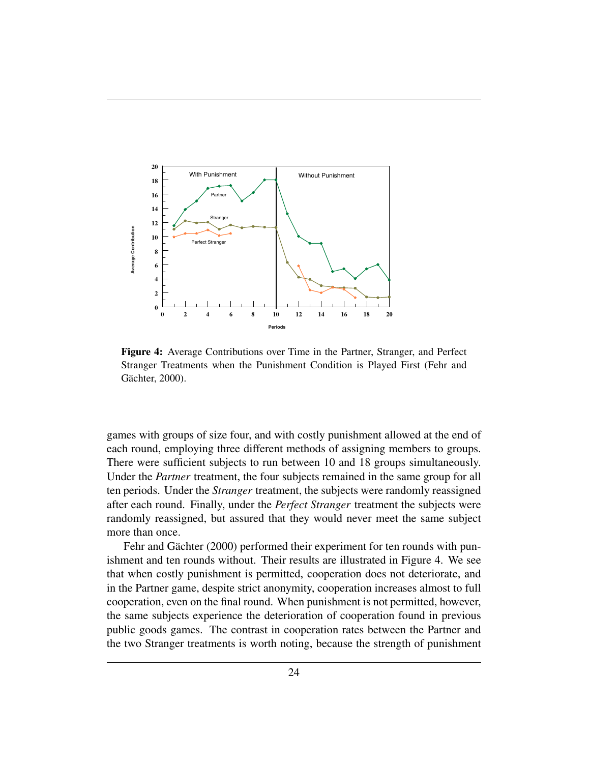**Figure 4:** Average Contributions over Time in the Partner, Stranger, and Perfect Stranger Treatments when the Punishment Condition is Played First (Fehr and Gächter, 2000).

games with groups of size four, and with costly punishment allowed at the end of each round, employing three different methods of assigning members to groups. There were sufficient subjects to run between 10 and 18 groups simultaneously. Under the *Partner* treatment, the four subjects remained in the same group for all ten periods. Under the *Stranger* treatment, the subjects were randomly reassigned after each round. Finally, under the *Perfect Stranger* treatment the subjects were randomly reassigned, but assured that they would never meet the same subject more than once.

Fehr and Gächter (2000) performed their experiment for ten rounds with punishment and ten rounds without. Their results are illustrated in Figure 4. We see that when costly punishment is permitted, cooperation does not deteriorate, and in the Partner game, despite strict anonymity, cooperation increases almost to full cooperation, even on the final round. When punishment is not permitted, however, the same subjects experience the deterioration of cooperation found in previous public goods games. The contrast in cooperation rates between the Partner and the two Stranger treatments is worth noting, because the strength of punishment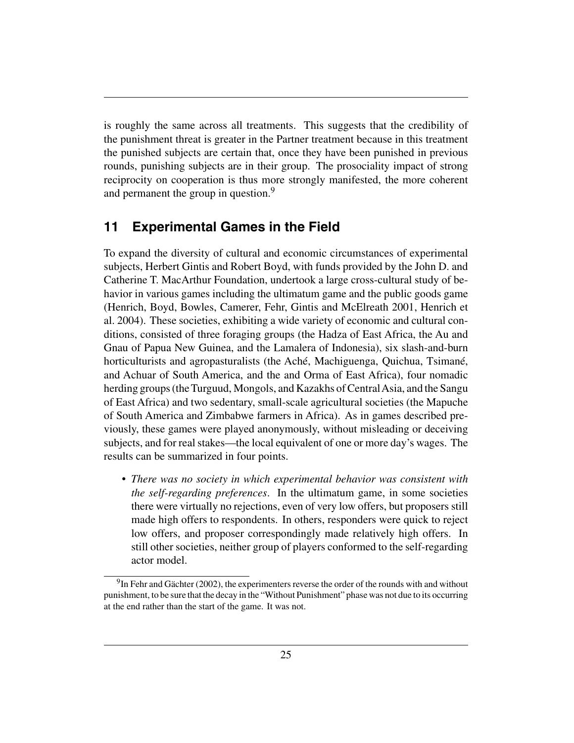is roughly the same across all treatments. This suggests that the credibility of the punishment threat is greater in the Partner treatment because in this treatment the punished subjects are certain that, once they have been punished in previous rounds, punishing subjects are in their group. The prosociality impact of strong reciprocity on cooperation is thus more strongly manifested, the more coherent and permanent the group in question.[9]

## 11 Experimental Games in the Field

To expand the diversity of cultural and economic circumstances of experimental subjects, Herbert Gintis and Robert Boyd, with funds provided by the John D. and Catherine T. MacArthur Foundation, undertook a large cross-cultural study of behavior in various games including the ultimatum game and the public goods game (Henrich, Boyd, Bowles, Camerer, Fehr, Gintis and McElreath 2001, Henrich et al. 2004). These societies, exhibiting a wide variety of economic and cultural conditions, consisted of three foraging groups (the Hadza of East Africa, the Au and Gnau of Papua New Guinea, and the Lamalera of Indonesia), six slash-and-burn horticulturists and agropastoralists (the Aché, Machiguenga, Quichua, Tsimané, and Achuar of South America, and the and Orma of East Africa), four nomadic herding groups (the Turguud, Mongols, and Kazakhs of Central Asia, and the Sangu of East Africa) and two sedentary, small-scale agricultural societies (the Mapuche of South America and Zimbabwe farmers in Africa). As in games described previously, these games were played anonymously, without misleading or deceiving subjects, and for real stakes—the local equivalent of one or more day's wages. The results can be summarized in four points.

- *There was no society in which experimental behavior was consistent with the self-regarding preferences*. In the ultimatum game, in some societies there were virtually no rejections, even of very low offers, but proposers still made high offers to respondents. In others, responders were quick to reject low offers, and proposer correspondingly made relatively high offers. In still other societies, neither group of players conformed to the self-regarding actor model.

[9] In Fehr and Gächter (2002), the experimenters reverse the order of the rounds with and without punishment, to be sure that the decay in the "Without Punishment" phase was not due to its occurring at the end rather than the start of the game. It was not.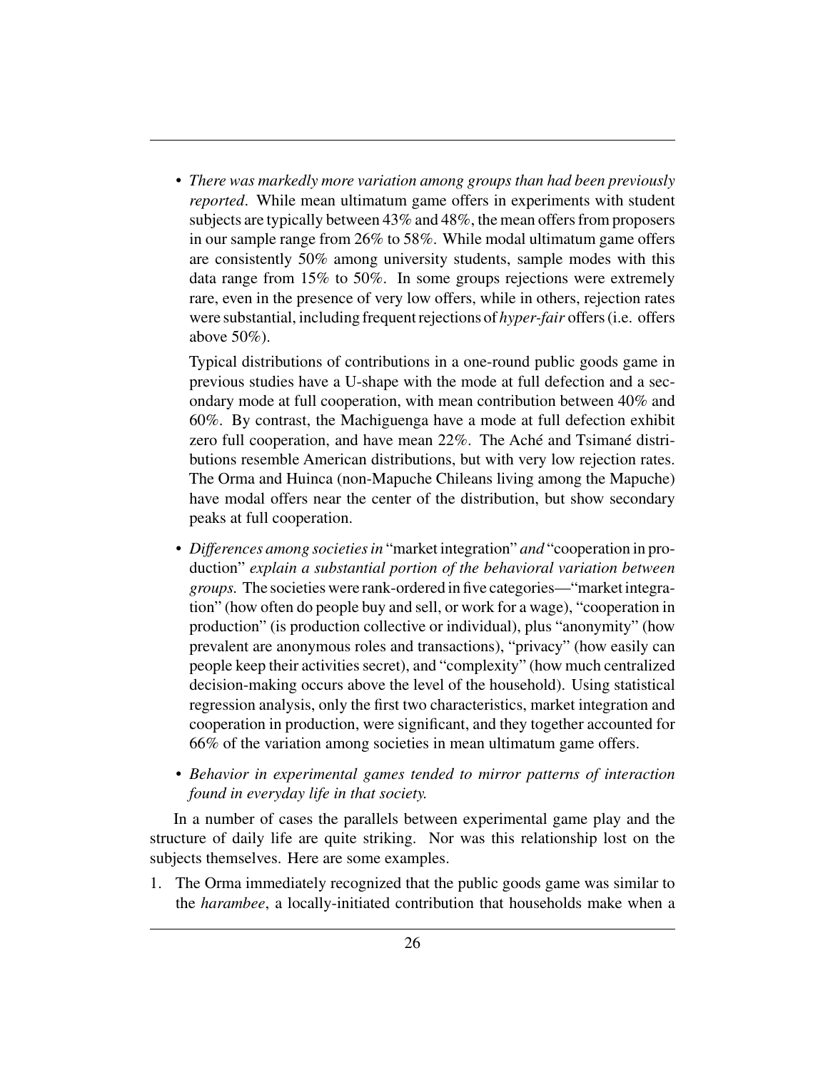- *There was markedly more variation among groups than had been previously reported*. While mean ultimatum game offers in experiments with student subjects are typically between 43% and 48%, the mean offers from proposers in our sample range from 26% to 58%. While modal ultimatum game offers are consistently 50% among university students, sample modes with this data range from 15% to 50%. In some groups rejections were extremely rare, even in the presence of very low offers, while in others, rejection rates were substantial, including frequent rejections of *hyper-fair* offers (i.e. offers above 50%).

  Typical distributions of contributions in a one-round public goods game in previous studies have a U-shape with the mode at full defection and a secondary mode at full cooperation, with mean contribution between 40% and 60%. By contrast, the Machiguenga have a mode at full defection exhibit zero full cooperation, and have mean 22%. The Aché and Tsimané distributions resemble American distributions, but with very low rejection rates. The Orma and Huinca (non-Mapuche Chileans living among the Mapuche) have modal offers near the center of the distribution, but show secondary peaks at full cooperation.

- *Differences among societies in* "market integration" *and* "cooperation in production" *explain a substantial portion of the behavioral variation between groups.* The societies were rank-ordered in five categories—"market integration" (how often do people buy and sell, or work for a wage), "cooperation in production" (is production collective or individual), plus "anonymity" (how prevalent are anonymous roles and transactions), "privacy" (how easily can people keep their activities secret), and "complexity" (how much centralized decision-making occurs above the level of the household). Using statistical regression analysis, only the first two characteristics, market integration and cooperation in production, were significant, and they together accounted for 66% of the variation among societies in mean ultimatum game offers.

- *Behavior in experimental games tended to mirror patterns of interaction found in everyday life in that society.*

In a number of cases the parallels between experimental game play and the structure of daily life are quite striking. Nor was this relationship lost on the subjects themselves. Here are some examples.

1. The Orma immediately recognized that the public goods game was similar to the *harambee*, a locally-initiated contribution that households make when a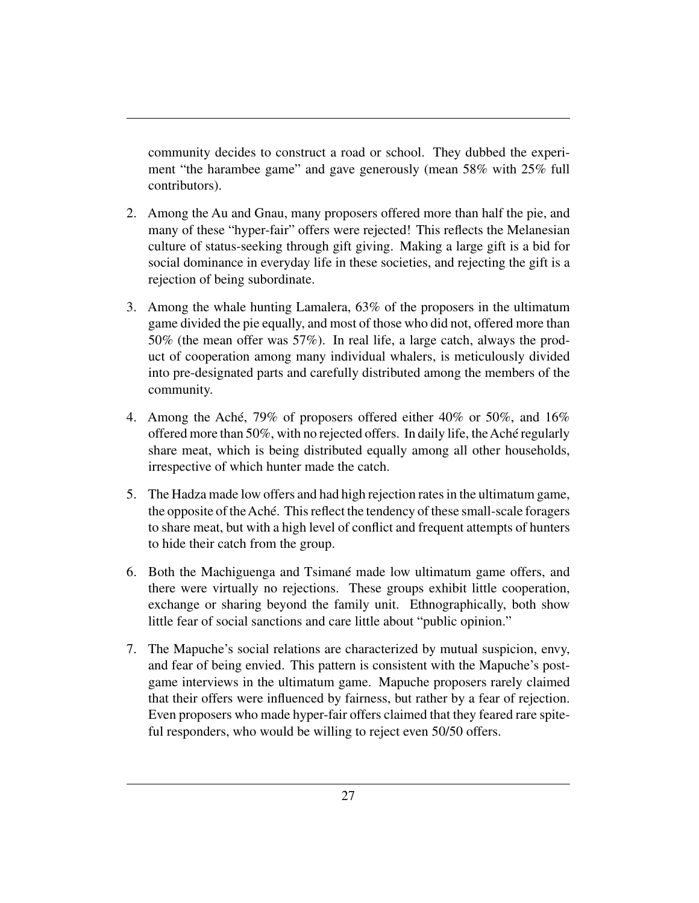community decides to construct a road or school. They dubbed the experiment "the harambee game" and gave generously (mean 58% with 25% full contributors).

2. Among the Au and Gnau, many proposers offered more than half the pie, and many of these "hyper-fair" offers were rejected! This reflects the Melanesian culture of status-seeking through gift giving. Making a large gift is a bid for social dominance in everyday life in these societies, and rejecting the gift is a rejection of being subordinate.

3. Among the whale hunting Lamalera, 63% of the proposers in the ultimatum game divided the pie equally, and most of those who did not, offered more than 50% (the mean offer was 57%). In real life, a large catch, always the product of cooperation among many individual whalers, is meticulously divided into pre-designated parts and carefully distributed among the members of the community.

4. Among the Aché, 79% of proposers offered either 40% or 50%, and 16% offered more than 50%, with no rejected offers. In daily life, the Aché regularly share meat, which is being distributed equally among all other households, irrespective of which hunter made the catch.

5. The Hadza made low offers and had high rejection rates in the ultimatum game, the opposite of the Aché. This reflect the tendency of these small-scale foragers to share meat, but with a high level of conflict and frequent attempts of hunters to hide their catch from the group.

6. Both the Machiguenga and Tsimané made low ultimatum game offers, and there were virtually no rejections. These groups exhibit little cooperation, exchange or sharing beyond the family unit. Ethnographically, both show little fear of social sanctions and care little about "public opinion."

7. The Mapuche's social relations are characterized by mutual suspicion, envy, and fear of being envied. This pattern is consistent with the Mapuche's post-game interviews in the ultimatum game. Mapuche proposers rarely claimed that their offers were influenced by fairness, but rather by a fear of rejection. Even proposers who made hyper-fair offers claimed that they feared rare spiteful responders, who would be willing to reject even 50/50 offers.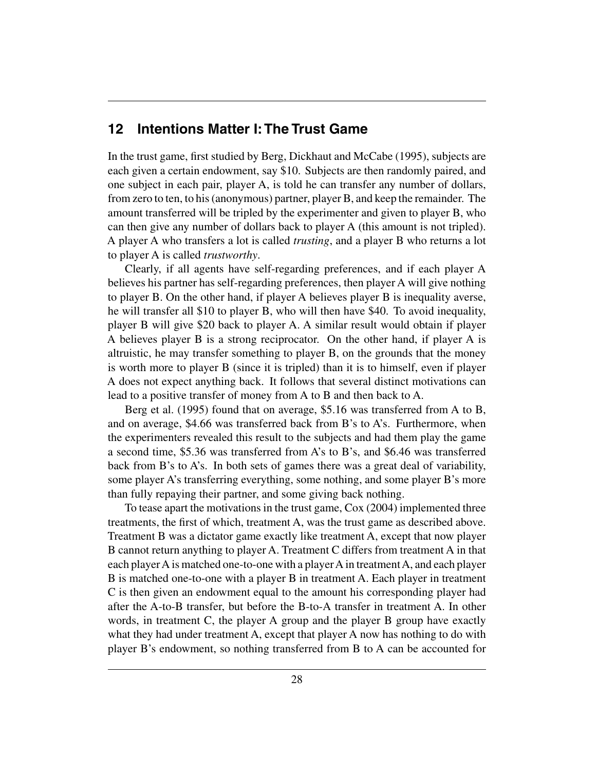## 12 Intentions Matter I: The Trust Game

In the trust game, first studied by Berg, Dickhaut and McCabe (1995), subjects are each given a certain endowment, say \$10. Subjects are then randomly paired, and one subject in each pair, player A, is told he can transfer any number of dollars, from zero to ten, to his (anonymous) partner, player B, and keep the remainder. The amount transferred will be tripled by the experimenter and given to player B, who can then give any number of dollars back to player A (this amount is not tripled). A player A who transfers a lot is called *trusting*, and a player B who returns a lot to player A is called *trustworthy*.

Clearly, if all agents have self-regarding preferences, and if each player A believes his partner has self-regarding preferences, then player A will give nothing to player B. On the other hand, if player A believes player B is inequality averse, he will transfer all \$10 to player B, who will then have \$40. To avoid inequality, player B will give \$20 back to player A. A similar result would obtain if player A believes player B is a strong reciprocator. On the other hand, if player A is altruistic, he may transfer something to player B, on the grounds that the money is worth more to player B (since it is tripled) than it is to himself, even if player A does not expect anything back. It follows that several distinct motivations can lead to a positive transfer of money from A to B and then back to A.

Berg et al. (1995) found that on average, \$5.16 was transferred from A to B, and on average, \$4.66 was transferred back from B's to A's. Furthermore, when the experimenters revealed this result to the subjects and had them play the game a second time, \$5.36 was transferred from A's to B's, and \$6.46 was transferred back from B's to A's. In both sets of games there was a great deal of variability, some player A's transferring everything, some nothing, and some player B's more than fully repaying their partner, and some giving back nothing.

To tease apart the motivations in the trust game, Cox (2004) implemented three treatments, the first of which, treatment A, was the trust game as described above. Treatment B was a dictator game exactly like treatment A, except that now player B cannot return anything to player A. Treatment C differs from treatment A in that each player A is matched one-to-one with a player A in treatment A, and each player B is matched one-to-one with a player B in treatment A. Each player in treatment C is then given an endowment equal to the amount his corresponding player had after the A-to-B transfer, but before the B-to-A transfer in treatment A. In other words, in treatment C, the player A group and the player B group have exactly what they had under treatment A, except that player A now has nothing to do with player B's endowment, so nothing transferred from B to A can be accounted for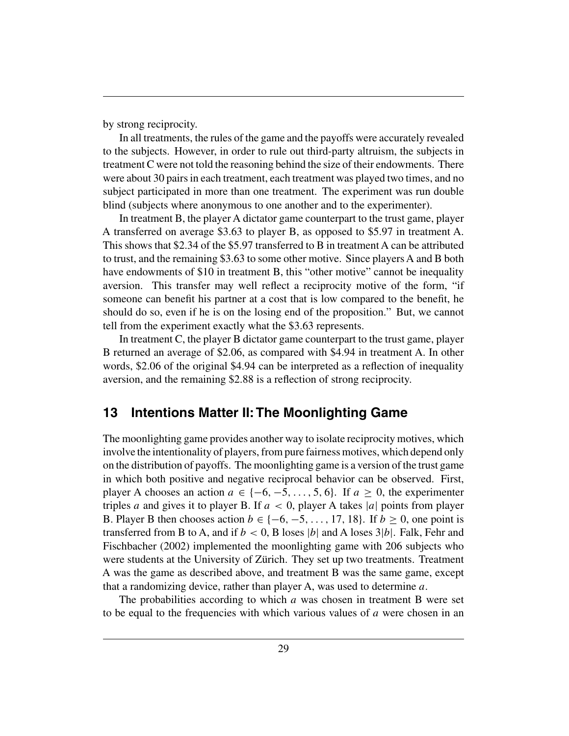by strong reciprocity.

In all treatments, the rules of the game and the payoffs were accurately revealed to the subjects. However, in order to rule out third-party altruism, the subjects in treatment C were not told the reasoning behind the size of their endowments. There were about 30 pairs in each treatment, each treatment was played two times, and no subject participated in more than one treatment. The experiment was run double blind (subjects where anonymous to one another and to the experimenter).

In treatment B, the player A dictator game counterpart to the trust game, player A transferred on average \$3.63 to player B, as opposed to \$5.97 in treatment A. This shows that \$2.34 of the \$5.97 transferred to B in treatment A can be attributed to trust, and the remaining \$3.63 to some other motive. Since players A and B both have endowments of \$10 in treatment B, this "other motive" cannot be inequality aversion. This transfer may well reflect a reciprocity motive of the form, "if someone can benefit his partner at a cost that is low compared to the benefit, he should do so, even if he is on the losing end of the proposition." But, we cannot tell from the experiment exactly what the \$3.63 represents.

In treatment C, the player B dictator game counterpart to the trust game, player B returned an average of \$2.06, as compared with \$4.94 in treatment A. In other words, \$2.06 of the original \$4.94 can be interpreted as a reflection of inequality aversion, and the remaining \$2.88 is a reflection of strong reciprocity.

## 13 Intentions Matter II: The Moonlighting Game

The moonlighting game provides another way to isolate reciprocity motives, which involve the intentionality of players, from pure fairness motives, which depend only on the distribution of payoffs. The moonlighting game is a version of the trust game in which both positive and negative reciprocal behavior can be observed. First, player A chooses an action $a \in \{-6, -5, \ldots, 5, 6\}$. If $a \geq 0$, the experimenter triples $a$ and gives it to player B. If $a < 0$, player A takes $|a|$ points from player B. Player B then chooses action $b \in \{-6, -5, \ldots, 17, 18\}$. If $b \geq 0$, one point is transferred from B to A, and if $b < 0$, B loses $|b|$ and A loses $3|b|$. Falk, Fehr and Fischbacher (2002) implemented the moonlighting game with 206 subjects who were students at the University of Zürich. They set up two treatments. Treatment A was the game as described above, and treatment B was the same game, except that a randomizing device, rather than player A, was used to determine $a$.

The probabilities according to which $a$ was chosen in treatment B were set to be equal to the frequencies with which various values of $a$ were chosen in an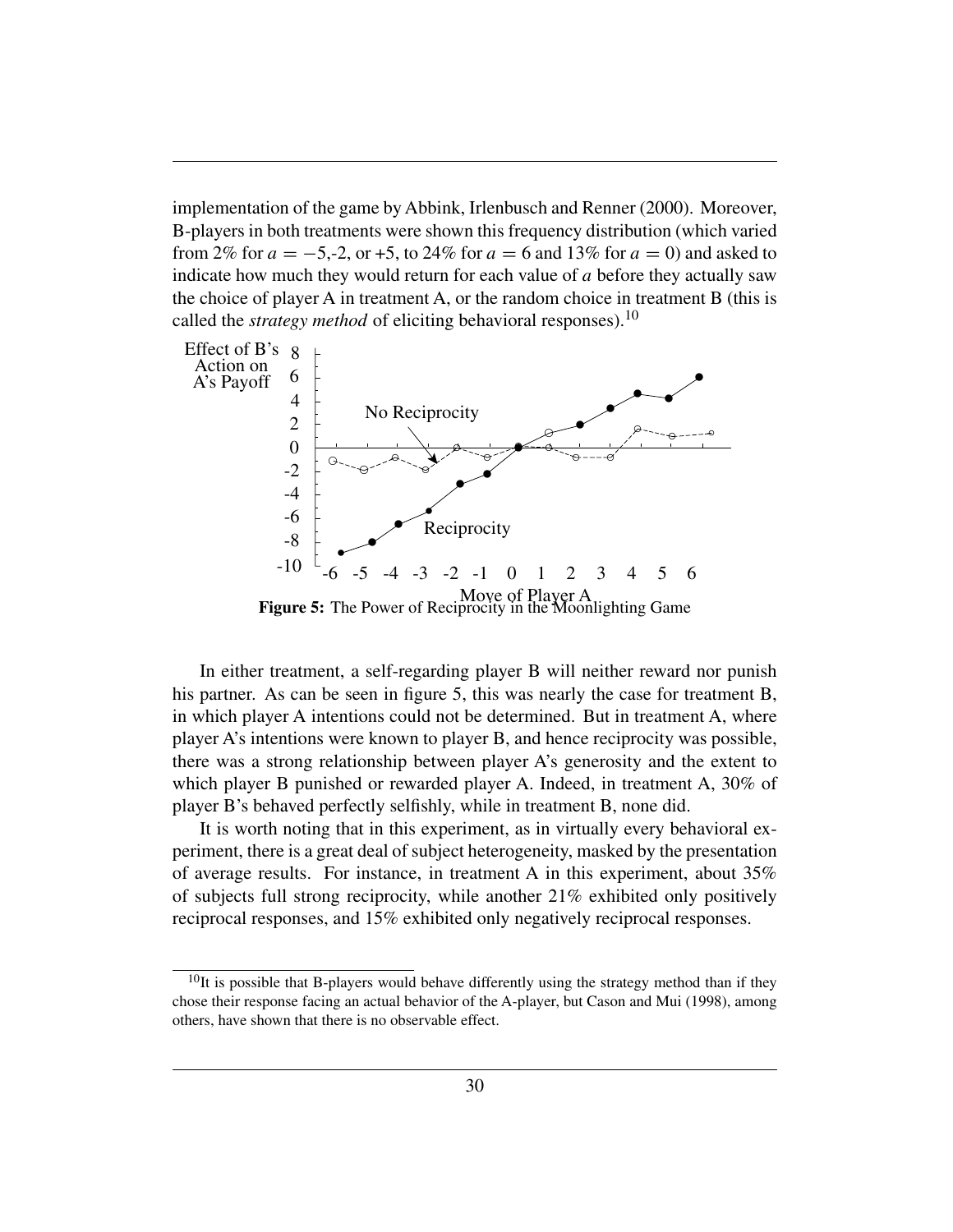implementation of the game by Abbink, Irlenbusch and Renner (2000). Moreover, B-players in both treatments were shown this frequency distribution (which varied from 2% for $a = -5$,-2, or +5, to 24% for $a = 6$ and 13% for $a = 0$) and asked to indicate how much they would return for each value of $a$ before they actually saw the choice of player A in treatment A, or the random choice in treatment B (this is called the *strategy method* of eliciting behavioral responses).[10]

**Figure 5:** The Power of Reciprocity in the Moonlighting Game

In either treatment, a self-regarding player B will neither reward nor punish his partner. As can be seen in figure 5, this was nearly the case for treatment B, in which player A intentions could not be determined. But in treatment A, where player A's intentions were known to player B, and hence reciprocity was possible, there was a strong relationship between player A's generosity and the extent to which player B punished or rewarded player A. Indeed, in treatment A, 30% of player B's behaved perfectly selfishly, while in treatment B, none did.

It is worth noting that in this experiment, as in virtually every behavioral experiment, there is a great deal of subject heterogeneity, masked by the presentation of average results. For instance, in treatment A in this experiment, about 35% of subjects full strong reciprocity, while another 21% exhibited only positively reciprocal responses, and 15% exhibited only negatively reciprocal responses.

[10] It is possible that B-players would behave differently using the strategy method than if they chose their response facing an actual behavior of the A-player, but Cason and Mui (1998), among others, have shown that there is no observable effect.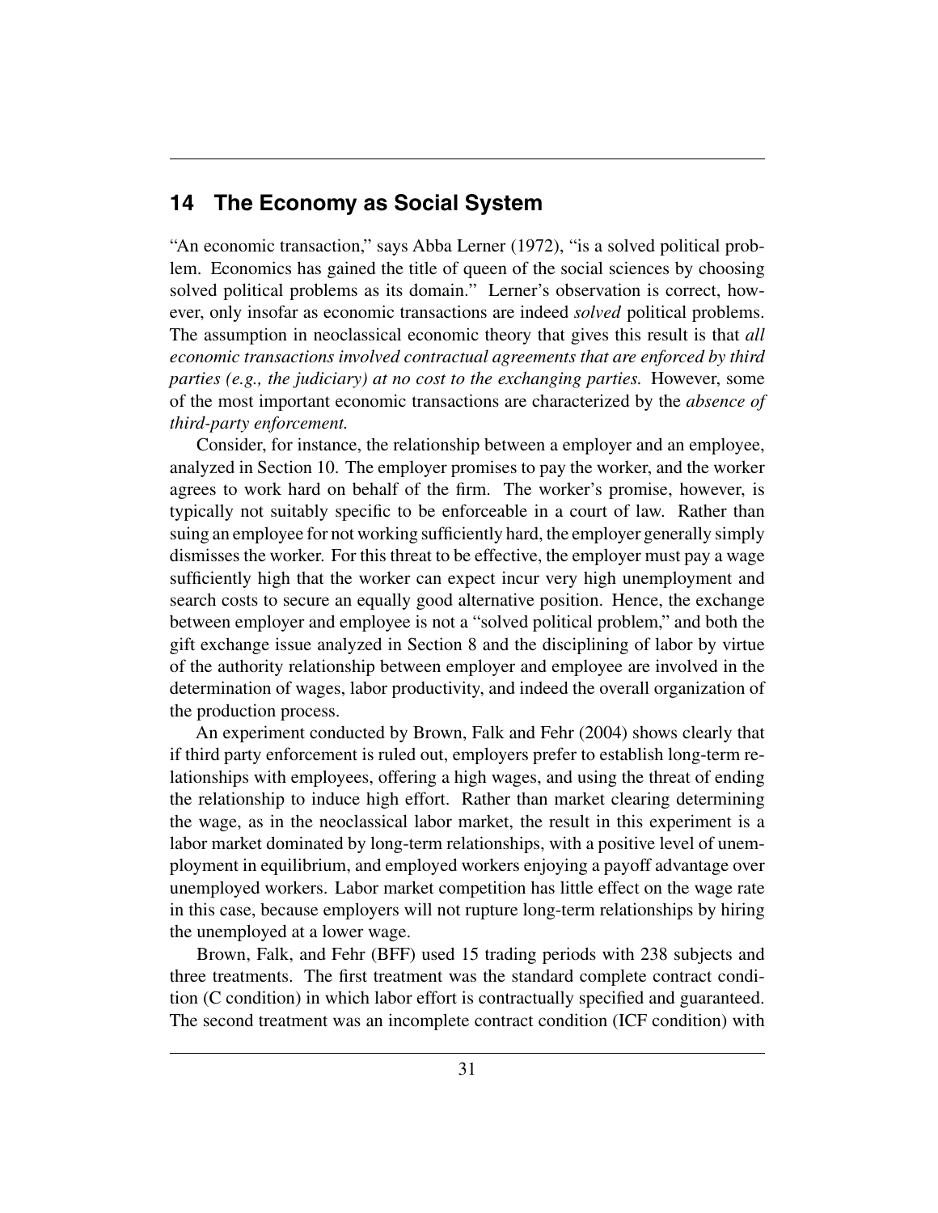## 14 The Economy as Social System

"An economic transaction," says Abba Lerner (1972), "is a solved political problem. Economics has gained the title of queen of the social sciences by choosing solved political problems as its domain." Lerner's observation is correct, however, only insofar as economic transactions are indeed *solved* political problems. The assumption in neoclassical economic theory that gives this result is that *all economic transactions involved contractual agreements that are enforced by third parties (e.g., the judiciary) at no cost to the exchanging parties.* However, some of the most important economic transactions are characterized by the *absence of third-party enforcement.*

Consider, for instance, the relationship between a employer and an employee, analyzed in Section 10. The employer promises to pay the worker, and the worker agrees to work hard on behalf of the firm. The worker's promise, however, is typically not suitably specific to be enforceable in a court of law. Rather than suing an employee for not working sufficiently hard, the employer generally simply dismisses the worker. For this threat to be effective, the employer must pay a wage sufficiently high that the worker can expect incur very high unemployment and search costs to secure an equally good alternative position. Hence, the exchange between employer and employee is not a "solved political problem," and both the gift exchange issue analyzed in Section 8 and the disciplining of labor by virtue of the authority relationship between employer and employee are involved in the determination of wages, labor productivity, and indeed the overall organization of the production process.

An experiment conducted by Brown, Falk and Fehr (2004) shows clearly that if third party enforcement is ruled out, employers prefer to establish long-term relationships with employees, offering a high wages, and using the threat of ending the relationship to induce high effort. Rather than market clearing determining the wage, as in the neoclassical labor market, the result in this experiment is a labor market dominated by long-term relationships, with a positive level of unemployment in equilibrium, and employed workers enjoying a payoff advantage over unemployed workers. Labor market competition has little effect on the wage rate in this case, because employers will not rupture long-term relationships by hiring the unemployed at a lower wage.

Brown, Falk, and Fehr (BFF) used 15 trading periods with 238 subjects and three treatments. The first treatment was the standard complete contract condition (C condition) in which labor effort is contractually specified and guaranteed. The second treatment was an incomplete contract condition (ICF condition) with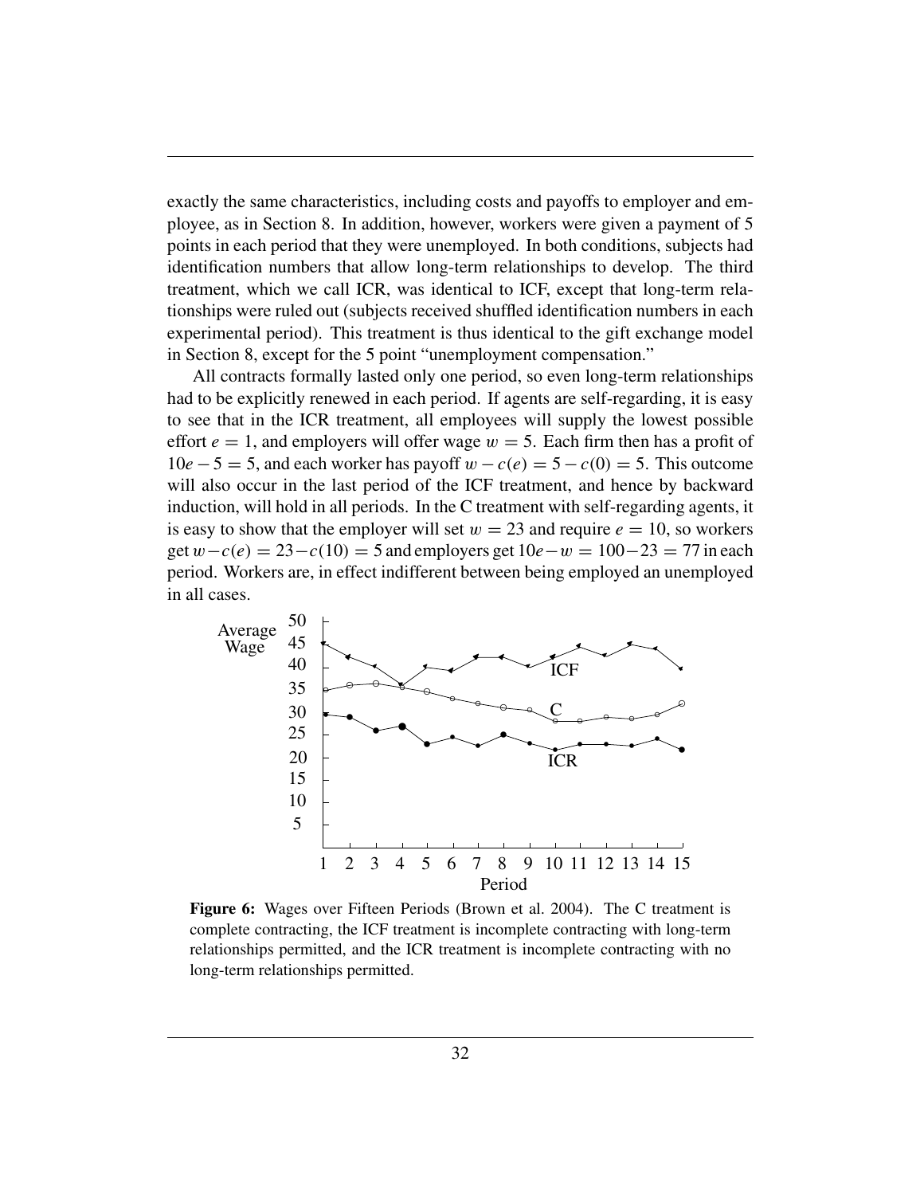exactly the same characteristics, including costs and payoffs to employer and employee, as in Section 8. In addition, however, workers were given a payment of 5 points in each period that they were unemployed. In both conditions, subjects had identification numbers that allow long-term relationships to develop. The third treatment, which we call ICR, was identical to ICF, except that long-term relationships were ruled out (subjects received shuffled identification numbers in each experimental period). This treatment is thus identical to the gift exchange model in Section 8, except for the 5 point "unemployment compensation."

All contracts formally lasted only one period, so even long-term relationships had to be explicitly renewed in each period. If agents are self-regarding, it is easy to see that in the ICR treatment, all employees will supply the lowest possible effort $e = 1$, and employers will offer wage $w = 5$. Each firm then has a profit of $10e - 5 = 5$, and each worker has payoff $w - c(e) = 5 - c(0) = 5$. This outcome will also occur in the last period of the ICF treatment, and hence by backward induction, will hold in all periods. In the C treatment with self-regarding agents, it is easy to show that the employer will set $w = 23$ and require $e = 10$, so workers get $w - c(e) = 23 - c(10) = 5$ and employers get $10e - w = 100 - 23 = 77$ in each period. Workers are, in effect indifferent between being employed an unemployed in all cases.

**Figure 6:** Wages over Fifteen Periods (Brown et al. 2004). The C treatment is complete contracting, the ICF treatment is incomplete contracting with long-term relationships permitted, and the ICR treatment is incomplete contracting with no long-term relationships permitted.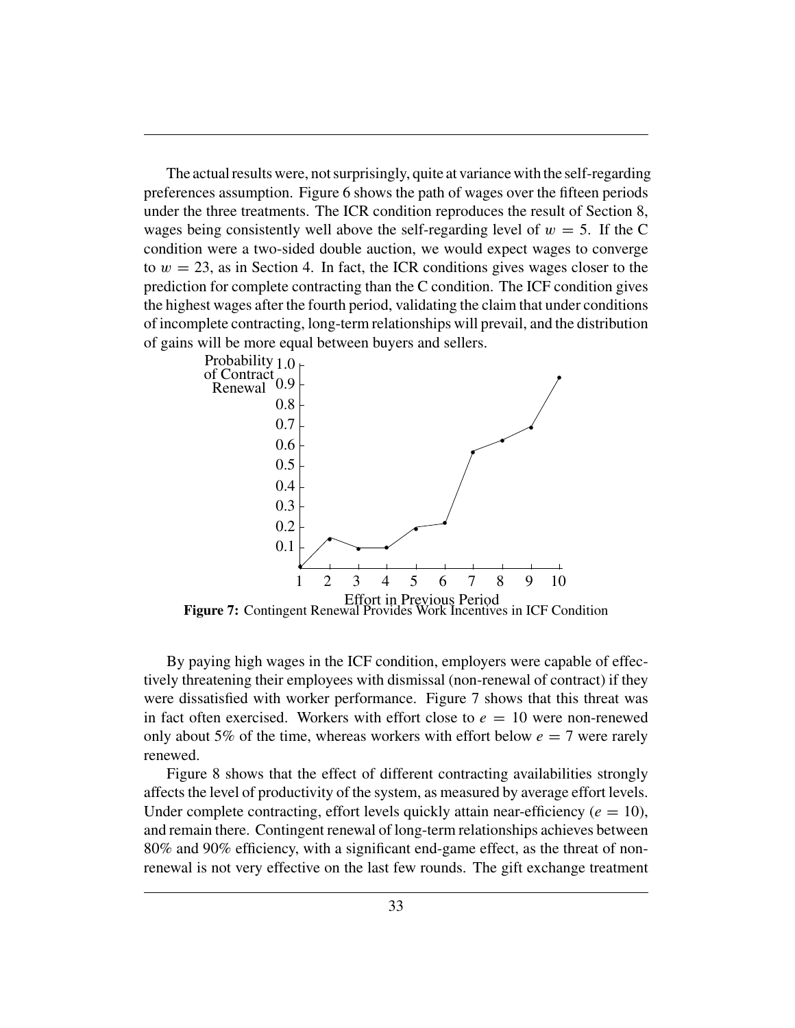The actual results were, not surprisingly, quite at variance with the self-regarding preferences assumption. Figure 6 shows the path of wages over the fifteen periods under the three treatments. The ICR condition reproduces the result of Section 8, wages being consistently well above the self-regarding level of $w = 5$. If the C condition were a two-sided double auction, we would expect wages to converge to $w = 23$, as in Section 4. In fact, the ICR conditions gives wages closer to the prediction for complete contracting than the C condition. The ICF condition gives the highest wages after the fourth period, validating the claim that under conditions of incomplete contracting, long-term relationships will prevail, and the distribution of gains will be more equal between buyers and sellers.

**Figure 7:** Contingent Renewal Provides Work Incentives in ICF Condition

By paying high wages in the ICF condition, employers were capable of effectively threatening their employees with dismissal (non-renewal of contract) if they were dissatisfied with worker performance. Figure 7 shows that this threat was in fact often exercised. Workers with effort close to $e = 10$ were non-renewed only about 5% of the time, whereas workers with effort below $e = 7$ were rarely renewed.

Figure 8 shows that the effect of different contracting availabilities strongly affects the level of productivity of the system, as measured by average effort levels. Under complete contracting, effort levels quickly attain near-efficiency ($e = 10$), and remain there. Contingent renewal of long-term relationships achieves between 80% and 90% efficiency, with a significant end-game effect, as the threat of non-renewal is not very effective on the last few rounds. The gift exchange treatment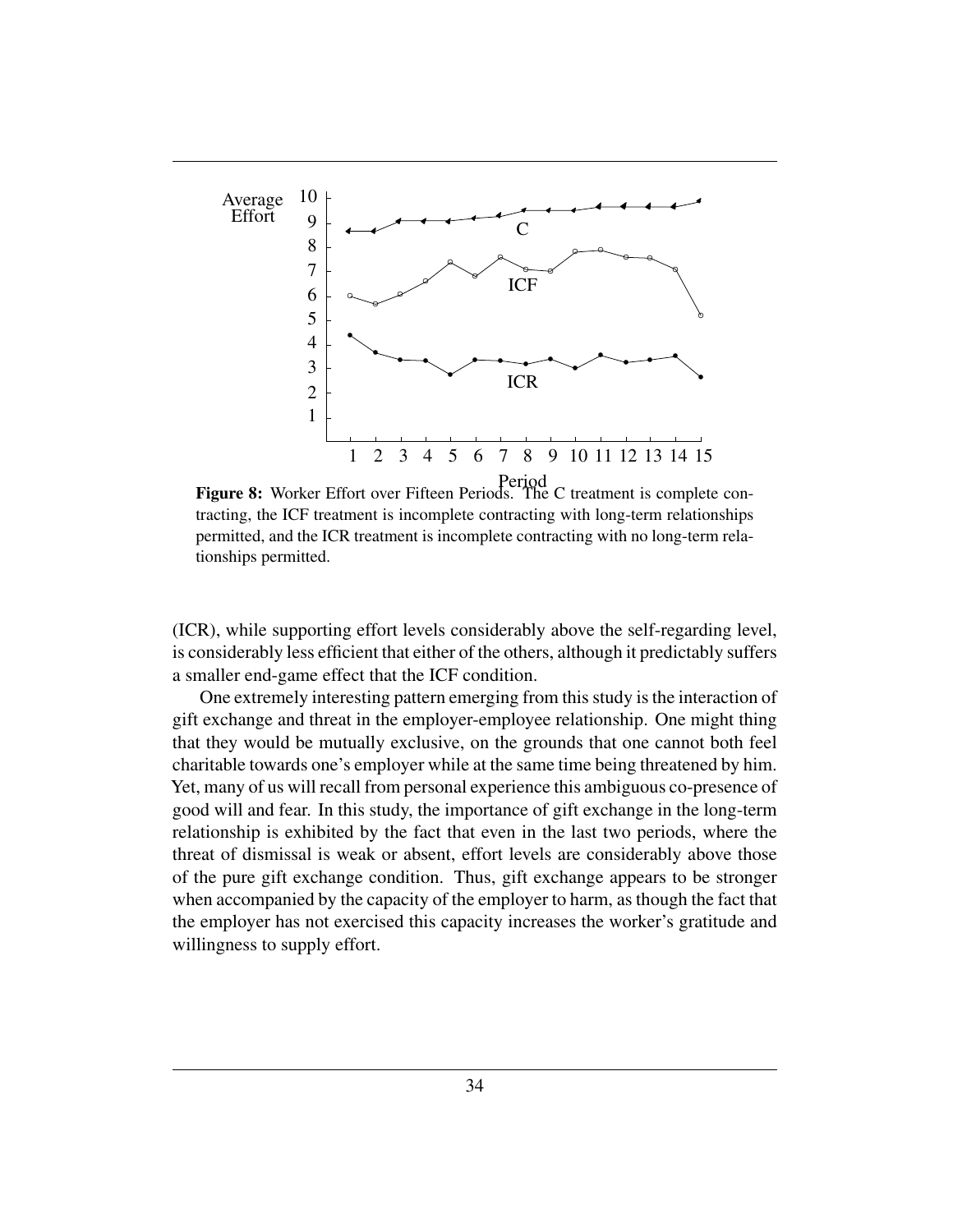**Figure 8:** Worker Effort over Fifteen Periods. The C treatment is complete contracting, the ICF treatment is incomplete contracting with long-term relationships permitted, and the ICR treatment is incomplete contracting with no long-term relationships permitted.

(ICR), while supporting effort levels considerably above the self-regarding level, is considerably less efficient that either of the others, although it predictably suffers a smaller end-game effect that the ICF condition.

One extremely interesting pattern emerging from this study is the interaction of gift exchange and threat in the employer-employee relationship. One might thing that they would be mutually exclusive, on the grounds that one cannot both feel charitable towards one's employer while at the same time being threatened by him. Yet, many of us will recall from personal experience this ambiguous co-presence of good will and fear. In this study, the importance of gift exchange in the long-term relationship is exhibited by the fact that even in the last two periods, where the threat of dismissal is weak or absent, effort levels are considerably above those of the pure gift exchange condition. Thus, gift exchange appears to be stronger when accompanied by the capacity of the employer to harm, as though the fact that the employer has not exercised this capacity increases the worker's gratitude and willingness to supply effort.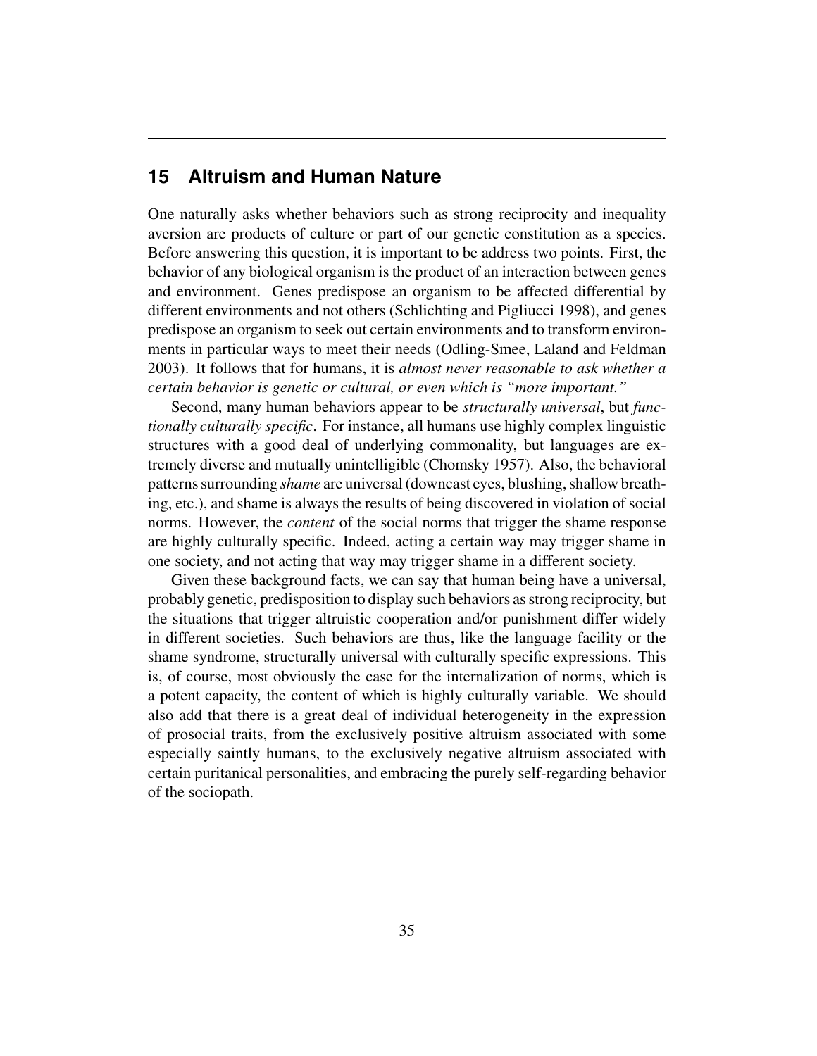## 15 Altruism and Human Nature

One naturally asks whether behaviors such as strong reciprocity and inequality aversion are products of culture or part of our genetic constitution as a species. Before answering this question, it is important to be address two points. First, the behavior of any biological organism is the product of an interaction between genes and environment. Genes predispose an organism to be affected differential by different environments and not others (Schlichting and Pigliucci 1998), and genes predispose an organism to seek out certain environments and to transform environments in particular ways to meet their needs (Odling-Smee, Laland and Feldman 2003). It follows that for humans, it is *almost never reasonable to ask whether a certain behavior is genetic or cultural, or even which is "more important."*

Second, many human behaviors appear to be *structurally universal*, but *functionally culturally specific*. For instance, all humans use highly complex linguistic structures with a good deal of underlying commonality, but languages are extremely diverse and mutually unintelligible (Chomsky 1957). Also, the behavioral patterns surrounding *shame* are universal (downcast eyes, blushing, shallow breathing, etc.), and shame is always the results of being discovered in violation of social norms. However, the *content* of the social norms that trigger the shame response are highly culturally specific. Indeed, acting a certain way may trigger shame in one society, and not acting that way may trigger shame in a different society.

Given these background facts, we can say that human being have a universal, probably genetic, predisposition to display such behaviors as strong reciprocity, but the situations that trigger altruistic cooperation and/or punishment differ widely in different societies. Such behaviors are thus, like the language facility or the shame syndrome, structurally universal with culturally specific expressions. This is, of course, most obviously the case for the internalization of norms, which is a potent capacity, the content of which is highly culturally variable. We should also add that there is a great deal of individual heterogeneity in the expression of prosocial traits, from the exclusively positive altruism associated with some especially saintly humans, to the exclusively negative altruism associated with certain puritanical personalities, and embracing the purely self-regarding behavior of the sociopath.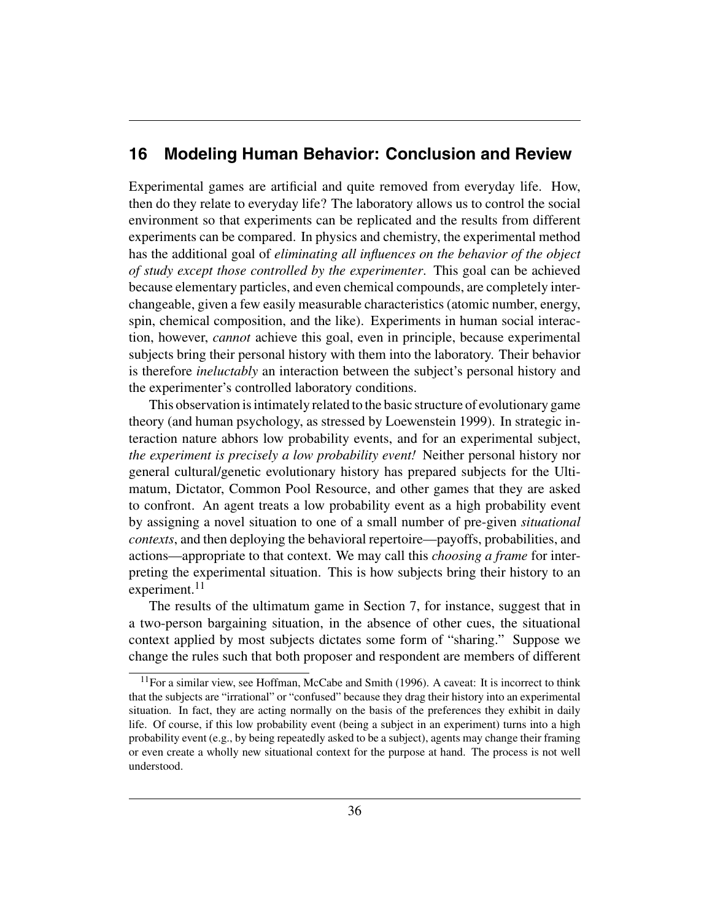## 16 Modeling Human Behavior: Conclusion and Review

Experimental games are artificial and quite removed from everyday life. How, then do they relate to everyday life? The laboratory allows us to control the social environment so that experiments can be replicated and the results from different experiments can be compared. In physics and chemistry, the experimental method has the additional goal of *eliminating all influences on the behavior of the object of study except those controlled by the experimenter*. This goal can be achieved because elementary particles, and even chemical compounds, are completely interchangeable, given a few easily measurable characteristics (atomic number, energy, spin, chemical composition, and the like). Experiments in human social interaction, however, *cannot* achieve this goal, even in principle, because experimental subjects bring their personal history with them into the laboratory. Their behavior is therefore *ineluctably* an interaction between the subject's personal history and the experimenter's controlled laboratory conditions.

This observation is intimately related to the basic structure of evolutionary game theory (and human psychology, as stressed by Loewenstein 1999). In strategic interaction nature abhors low probability events, and for an experimental subject, *the experiment is precisely a low probability event!* Neither personal history nor general cultural/genetic evolutionary history has prepared subjects for the Ultimatum, Dictator, Common Pool Resource, and other games that they are asked to confront. An agent treats a low probability event as a high probability event by assigning a novel situation to one of a small number of pre-given *situational contexts*, and then deploying the behavioral repertoire—payoffs, probabilities, and actions—appropriate to that context. We may call this *choosing a frame* for interpreting the experimental situation. This is how subjects bring their history to an experiment.[11]

The results of the ultimatum game in Section 7, for instance, suggest that in a two-person bargaining situation, in the absence of other cues, the situational context applied by most subjects dictates some form of "sharing." Suppose we change the rules such that both proposer and respondent are members of different

[11] For a similar view, see Hoffman, McCabe and Smith (1996). A caveat: It is incorrect to think that the subjects are "irrational" or "confused" because they drag their history into an experimental situation. In fact, they are acting normally on the basis of the preferences they exhibit in daily life. Of course, if this low probability event (being a subject in an experiment) turns into a high probability event (e.g., by being repeatedly asked to be a subject), agents may change their framing or even create a wholly new situational context for the purpose at hand. The process is not well understood.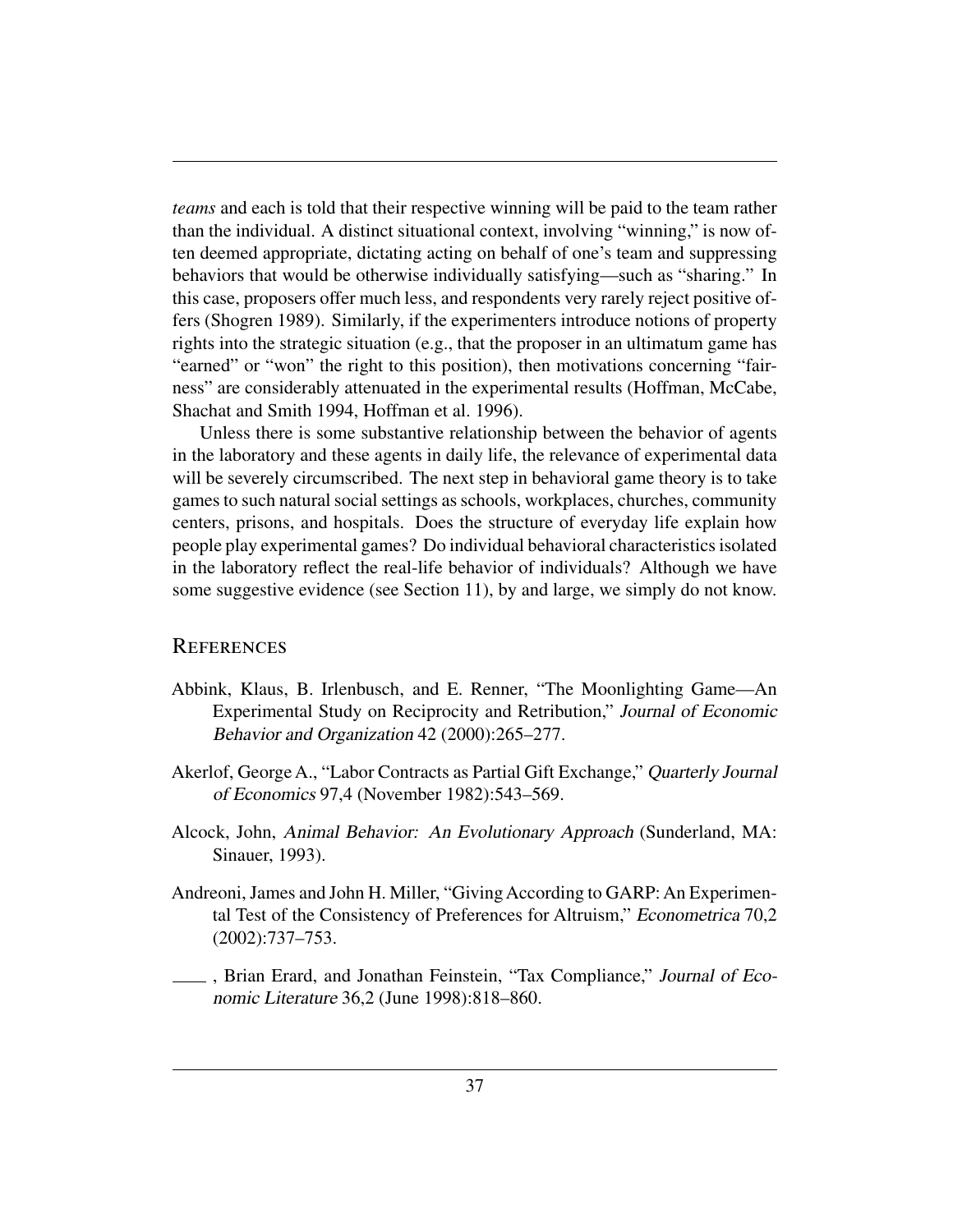*teams* and each is told that their respective winning will be paid to the team rather than the individual. A distinct situational context, involving "winning," is now often deemed appropriate, dictating acting on behalf of one's team and suppressing behaviors that would be otherwise individually satisfying—such as "sharing." In this case, proposers offer much less, and respondents very rarely reject positive offers (Shogren 1989). Similarly, if the experimenters introduce notions of property rights into the strategic situation (e.g., that the proposer in an ultimatum game has "earned" or "won" the right to this position), then motivations concerning "fairness" are considerably attenuated in the experimental results (Hoffman, McCabe, Shachat and Smith 1994, Hoffman et al. 1996).

Unless there is some substantive relationship between the behavior of agents in the laboratory and these agents in daily life, the relevance of experimental data will be severely circumscribed. The next step in behavioral game theory is to take games to such natural social settings as schools, workplaces, churches, community centers, prisons, and hospitals. Does the structure of everyday life explain how people play experimental games? Do individual behavioral characteristics isolated in the laboratory reflect the real-life behavior of individuals? Although we have some suggestive evidence (see Section 11), by and large, we simply do not know.

## References

Abbink, Klaus, B. Irlenbusch, and E. Renner, "The Moonlighting Game—An Experimental Study on Reciprocity and Retribution," *Journal of Economic Behavior and Organization* 42 (2000):265–277.

Akerlof, George A., "Labor Contracts as Partial Gift Exchange," *Quarterly Journal of Economics* 97,4 (November 1982):543–569.

Alcock, John, *Animal Behavior: An Evolutionary Approach* (Sunderland, MA: Sinauer, 1993).

Andreoni, James and John H. Miller, "Giving According to GARP: An Experimental Test of the Consistency of Preferences for Altruism," *Econometrica* 70,2 (2002):737–753.

\_\_\_\_, Brian Erard, and Jonathan Feinstein, "Tax Compliance," *Journal of Economic Literature* 36,2 (June 1998):818–860.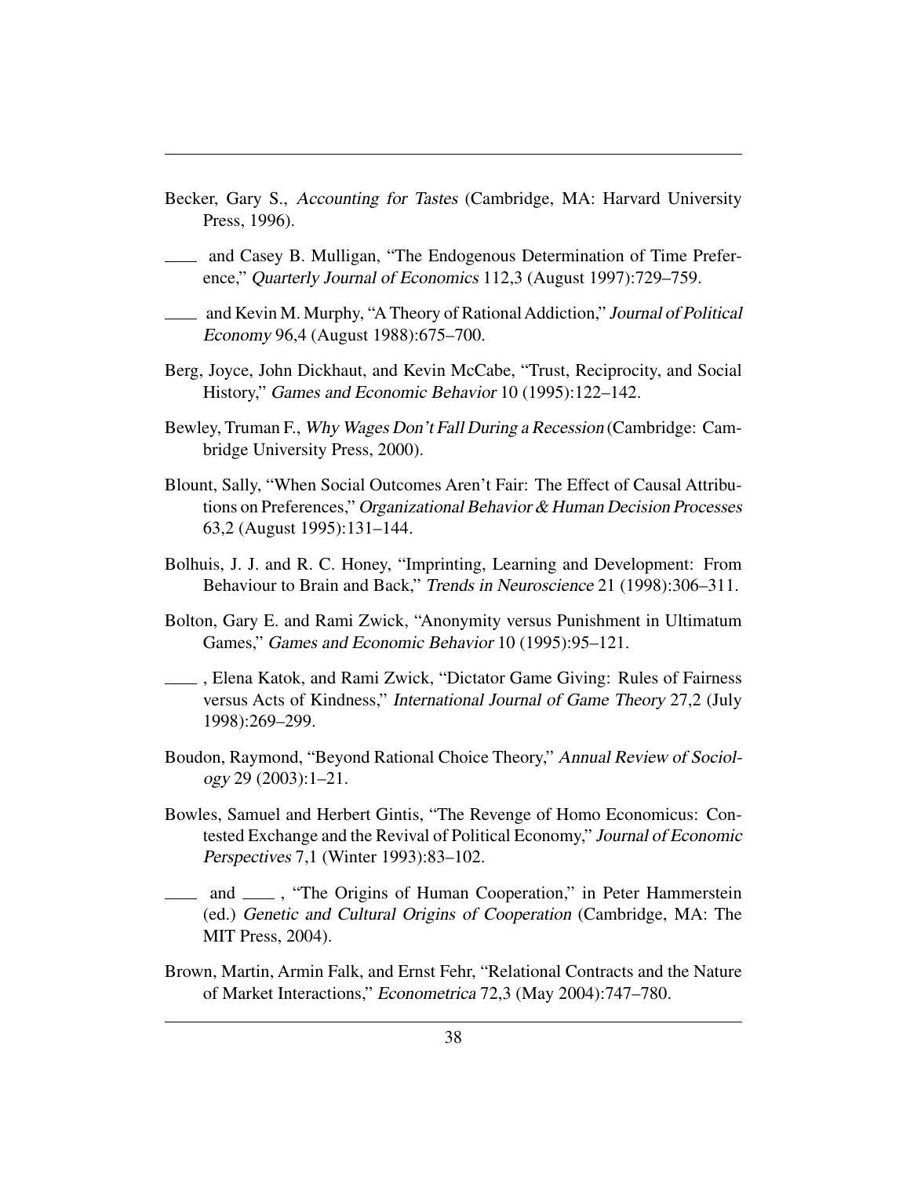Becker, Gary S., *Accounting for Tastes* (Cambridge, MA: Harvard University Press, 1996).

\_\_\_\_ and Casey B. Mulligan, "The Endogenous Determination of Time Preference," *Quarterly Journal of Economics* 112,3 (August 1997):729–759.

\_\_\_\_ and Kevin M. Murphy, "A Theory of Rational Addiction," *Journal of Political Economy* 96,4 (August 1988):675–700.

Berg, Joyce, John Dickhaut, and Kevin McCabe, "Trust, Reciprocity, and Social History," *Games and Economic Behavior* 10 (1995):122–142.

Bewley, Truman F., *Why Wages Don't Fall During a Recession* (Cambridge: Cambridge University Press, 2000).

Blount, Sally, "When Social Outcomes Aren't Fair: The Effect of Causal Attributions on Preferences," *Organizational Behavior & Human Decision Processes* 63,2 (August 1995):131–144.

Bolhuis, J. J. and R. C. Honey, "Imprinting, Learning and Development: From Behaviour to Brain and Back," *Trends in Neuroscience* 21 (1998):306–311.

Bolton, Gary E. and Rami Zwick, "Anonymity versus Punishment in Ultimatum Games," *Games and Economic Behavior* 10 (1995):95–121.

\_\_\_\_ , Elena Katok, and Rami Zwick, "Dictator Game Giving: Rules of Fairness versus Acts of Kindness," *International Journal of Game Theory* 27,2 (July 1998):269–299.

Boudon, Raymond, "Beyond Rational Choice Theory," *Annual Review of Sociology* 29 (2003):1–21.

Bowles, Samuel and Herbert Gintis, "The Revenge of Homo Economicus: Contested Exchange and the Revival of Political Economy," *Journal of Economic Perspectives* 7,1 (Winter 1993):83–102.

\_\_\_\_ and \_\_\_\_ , "The Origins of Human Cooperation," in Peter Hammerstein (ed.) *Genetic and Cultural Origins of Cooperation* (Cambridge, MA: The MIT Press, 2004).

Brown, Martin, Armin Falk, and Ernst Fehr, "Relational Contracts and the Nature of Market Interactions," *Econometrica* 72,3 (May 2004):747–780.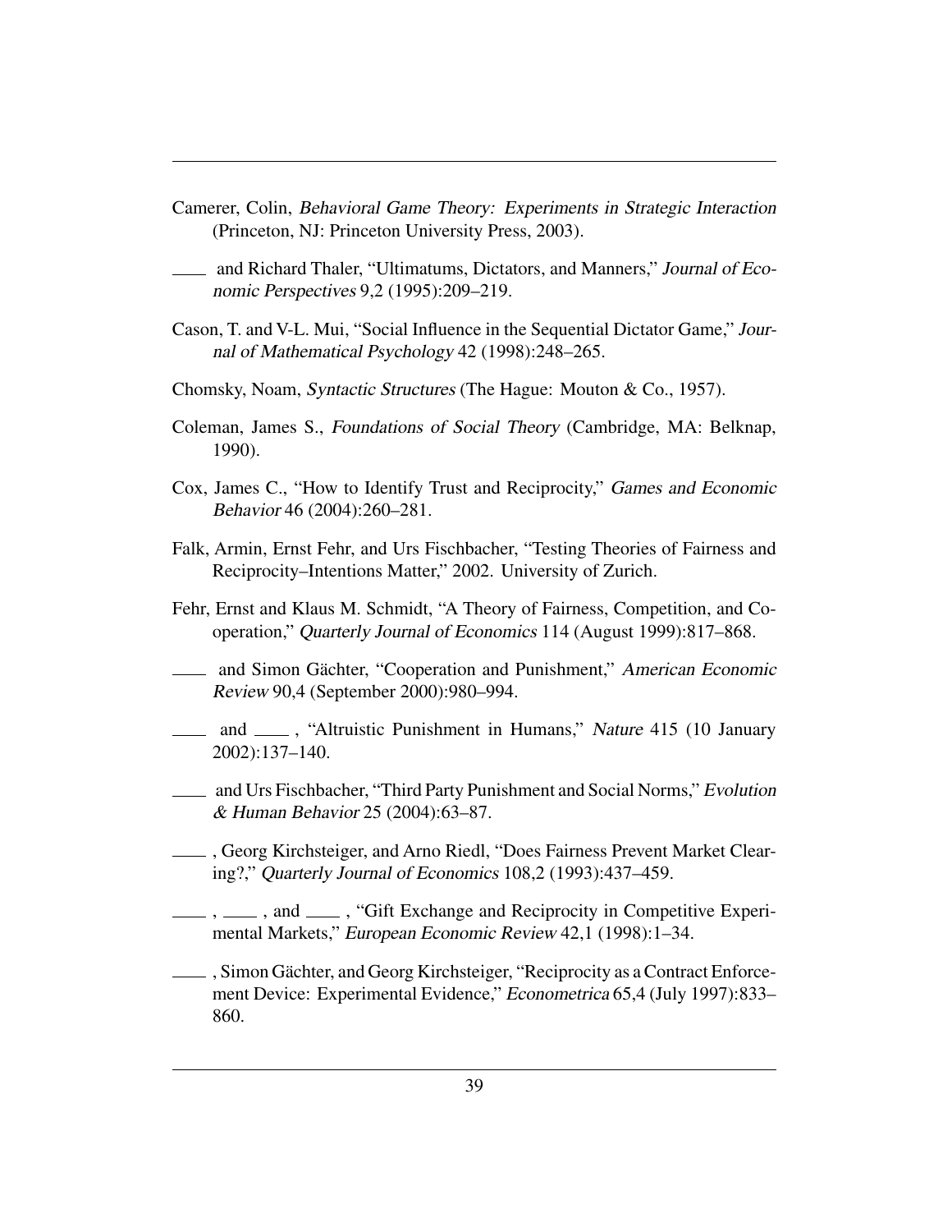Camerer, Colin, *Behavioral Game Theory: Experiments in Strategic Interaction* (Princeton, NJ: Princeton University Press, 2003).

——— and Richard Thaler, "Ultimatums, Dictators, and Manners," *Journal of Economic Perspectives* 9,2 (1995):209–219.

Cason, T. and V-L. Mui, "Social Influence in the Sequential Dictator Game," *Journal of Mathematical Psychology* 42 (1998):248–265.

Chomsky, Noam, *Syntactic Structures* (The Hague: Mouton & Co., 1957).

Coleman, James S., *Foundations of Social Theory* (Cambridge, MA: Belknap, 1990).

Cox, James C., "How to Identify Trust and Reciprocity," *Games and Economic Behavior* 46 (2004):260–281.

Falk, Armin, Ernst Fehr, and Urs Fischbacher, "Testing Theories of Fairness and Reciprocity–Intentions Matter," 2002. University of Zurich.

Fehr, Ernst and Klaus M. Schmidt, "A Theory of Fairness, Competition, and Cooperation," *Quarterly Journal of Economics* 114 (August 1999):817–868.

——— and Simon Gächter, "Cooperation and Punishment," *American Economic Review* 90,4 (September 2000):980–994.

——— and ———, "Altruistic Punishment in Humans," *Nature* 415 (10 January 2002):137–140.

——— and Urs Fischbacher, "Third Party Punishment and Social Norms," *Evolution & Human Behavior* 25 (2004):63–87.

———, Georg Kirchsteiger, and Arno Riedl, "Does Fairness Prevent Market Clearing?," *Quarterly Journal of Economics* 108,2 (1993):437–459.

———, ———, and ———, "Gift Exchange and Reciprocity in Competitive Experimental Markets," *European Economic Review* 42,1 (1998):1–34.

———, Simon Gächter, and Georg Kirchsteiger, "Reciprocity as a Contract Enforcement Device: Experimental Evidence," *Econometrica* 65,4 (July 1997):833–860.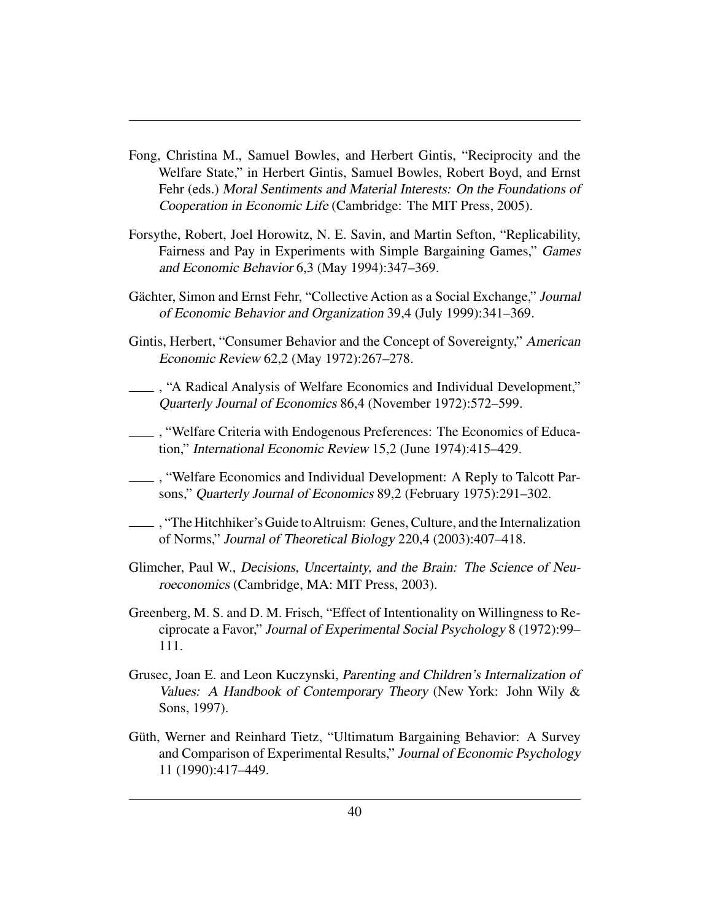Fong, Christina M., Samuel Bowles, and Herbert Gintis, "Reciprocity and the Welfare State," in Herbert Gintis, Samuel Bowles, Robert Boyd, and Ernst Fehr (eds.) *Moral Sentiments and Material Interests: On the Foundations of Cooperation in Economic Life* (Cambridge: The MIT Press, 2005).

Forsythe, Robert, Joel Horowitz, N. E. Savin, and Martin Sefton, "Replicability, Fairness and Pay in Experiments with Simple Bargaining Games," *Games and Economic Behavior* 6,3 (May 1994):347–369.

Gächter, Simon and Ernst Fehr, "Collective Action as a Social Exchange," *Journal of Economic Behavior and Organization* 39,4 (July 1999):341–369.

Gintis, Herbert, "Consumer Behavior and the Concept of Sovereignty," *American Economic Review* 62,2 (May 1972):267–278.

\_\_\_\_ , "A Radical Analysis of Welfare Economics and Individual Development," *Quarterly Journal of Economics* 86,4 (November 1972):572–599.

\_\_\_\_ , "Welfare Criteria with Endogenous Preferences: The Economics of Education," *International Economic Review* 15,2 (June 1974):415–429.

\_\_\_\_ , "Welfare Economics and Individual Development: A Reply to Talcott Parsons," *Quarterly Journal of Economics* 89,2 (February 1975):291–302.

\_\_\_\_ , "The Hitchhiker's Guide to Altruism: Genes, Culture, and the Internalization of Norms," *Journal of Theoretical Biology* 220,4 (2003):407–418.

Glimcher, Paul W., *Decisions, Uncertainty, and the Brain: The Science of Neuroeconomics* (Cambridge, MA: MIT Press, 2003).

Greenberg, M. S. and D. M. Frisch, "Effect of Intentionality on Willingness to Reciprocate a Favor," *Journal of Experimental Social Psychology* 8 (1972):99–111.

Grusec, Joan E. and Leon Kuczynski, *Parenting and Children's Internalization of Values: A Handbook of Contemporary Theory* (New York: John Wily & Sons, 1997).

Güth, Werner and Reinhard Tietz, "Ultimatum Bargaining Behavior: A Survey and Comparison of Experimental Results," *Journal of Economic Psychology* 11 (1990):417–449.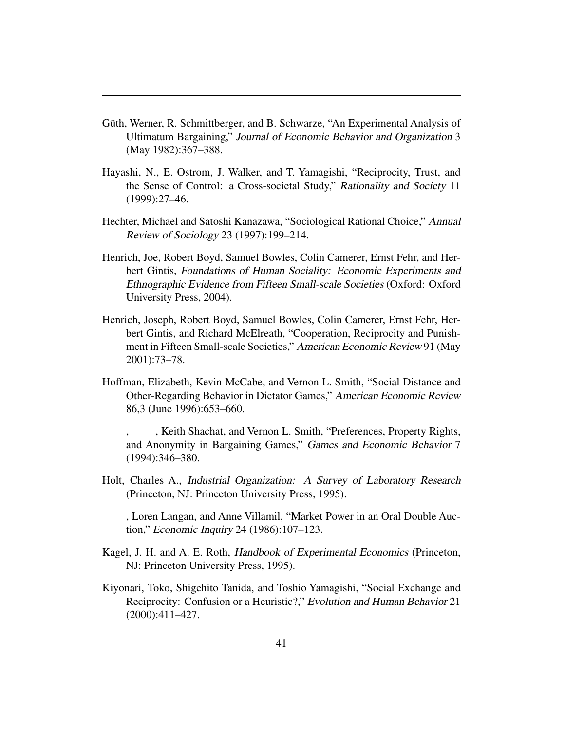Güth, Werner, R. Schmittberger, and B. Schwarze, "An Experimental Analysis of Ultimatum Bargaining," *Journal of Economic Behavior and Organization* 3 (May 1982):367–388.

Hayashi, N., E. Ostrom, J. Walker, and T. Yamagishi, "Reciprocity, Trust, and the Sense of Control: a Cross-societal Study," *Rationality and Society* 11 (1999):27–46.

Hechter, Michael and Satoshi Kanazawa, "Sociological Rational Choice," *Annual Review of Sociology* 23 (1997):199–214.

Henrich, Joe, Robert Boyd, Samuel Bowles, Colin Camerer, Ernst Fehr, and Herbert Gintis, *Foundations of Human Sociality: Economic Experiments and Ethnographic Evidence from Fifteen Small-scale Societies* (Oxford: Oxford University Press, 2004).

Henrich, Joseph, Robert Boyd, Samuel Bowles, Colin Camerer, Ernst Fehr, Herbert Gintis, and Richard McElreath, "Cooperation, Reciprocity and Punishment in Fifteen Small-scale Societies," *American Economic Review* 91 (May 2001):73–78.

Hoffman, Elizabeth, Kevin McCabe, and Vernon L. Smith, "Social Distance and Other-Regarding Behavior in Dictator Games," *American Economic Review* 86,3 (June 1996):653–660.

\_\_\_\_ , \_\_\_\_ , Keith Shachat, and Vernon L. Smith, "Preferences, Property Rights, and Anonymity in Bargaining Games," *Games and Economic Behavior* 7 (1994):346–380.

Holt, Charles A., *Industrial Organization: A Survey of Laboratory Research* (Princeton, NJ: Princeton University Press, 1995).

\_\_\_\_ , Loren Langan, and Anne Villamil, "Market Power in an Oral Double Auction," *Economic Inquiry* 24 (1986):107–123.

Kagel, J. H. and A. E. Roth, *Handbook of Experimental Economics* (Princeton, NJ: Princeton University Press, 1995).

Kiyonari, Toko, Shigehito Tanida, and Toshio Yamagishi, "Social Exchange and Reciprocity: Confusion or a Heuristic?," *Evolution and Human Behavior* 21 (2000):411–427.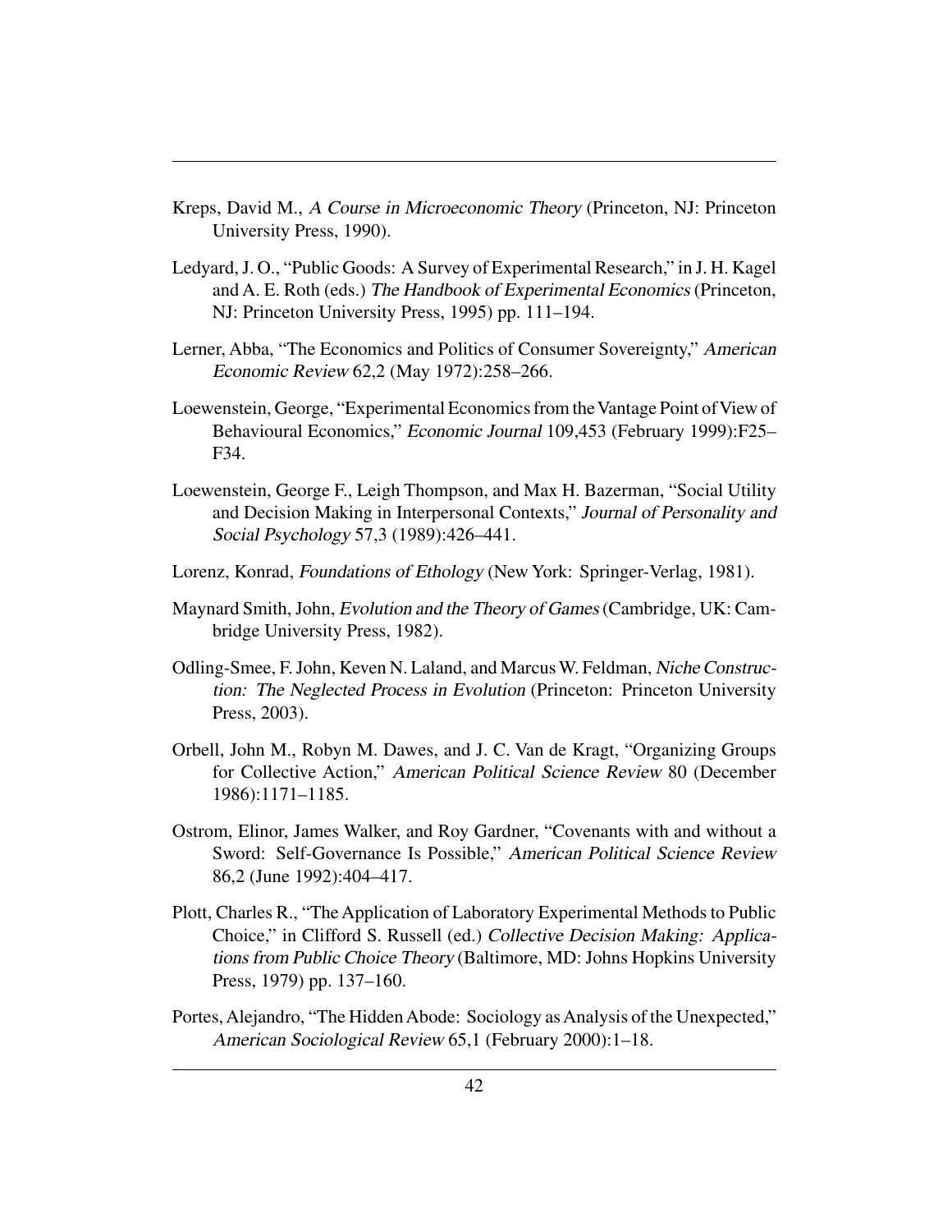Kreps, David M., *A Course in Microeconomic Theory* (Princeton, NJ: Princeton University Press, 1990).

Ledyard, J. O., "Public Goods: A Survey of Experimental Research," in J. H. Kagel and A. E. Roth (eds.) *The Handbook of Experimental Economics* (Princeton, NJ: Princeton University Press, 1995) pp. 111–194.

Lerner, Abba, "The Economics and Politics of Consumer Sovereignty," *American Economic Review* 62,2 (May 1972):258–266.

Loewenstein, George, "Experimental Economics from the Vantage Point of View of Behavioural Economics," *Economic Journal* 109,453 (February 1999):F25–F34.

Loewenstein, George F., Leigh Thompson, and Max H. Bazerman, "Social Utility and Decision Making in Interpersonal Contexts," *Journal of Personality and Social Psychology* 57,3 (1989):426–441.

Lorenz, Konrad, *Foundations of Ethology* (New York: Springer-Verlag, 1981).

Maynard Smith, John, *Evolution and the Theory of Games* (Cambridge, UK: Cambridge University Press, 1982).

Odling-Smee, F. John, Keven N. Laland, and Marcus W. Feldman, *Niche Construction: The Neglected Process in Evolution* (Princeton: Princeton University Press, 2003).

Orbell, John M., Robyn M. Dawes, and J. C. Van de Kragt, "Organizing Groups for Collective Action," *American Political Science Review* 80 (December 1986):1171–1185.

Ostrom, Elinor, James Walker, and Roy Gardner, "Covenants with and without a Sword: Self-Governance Is Possible," *American Political Science Review* 86,2 (June 1992):404–417.

Plott, Charles R., "The Application of Laboratory Experimental Methods to Public Choice," in Clifford S. Russell (ed.) *Collective Decision Making: Applications from Public Choice Theory* (Baltimore, MD: Johns Hopkins University Press, 1979) pp. 137–160.

Portes, Alejandro, "The Hidden Abode: Sociology as Analysis of the Unexpected," *American Sociological Review* 65,1 (February 2000):1–18.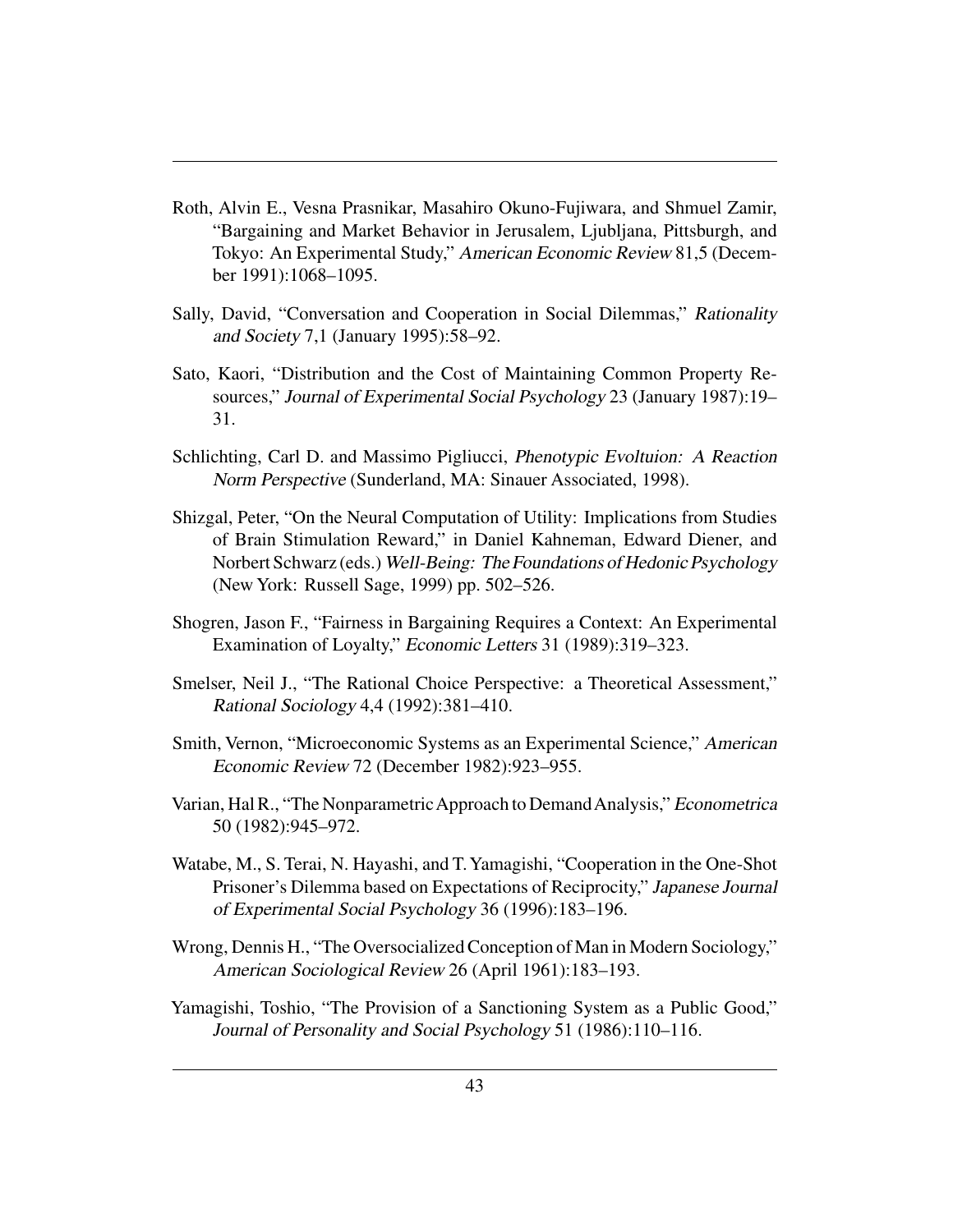Roth, Alvin E., Vesna Prasnikar, Masahiro Okuno-Fujiwara, and Shmuel Zamir, "Bargaining and Market Behavior in Jerusalem, Ljubljana, Pittsburgh, and Tokyo: An Experimental Study," *American Economic Review* 81,5 (December 1991):1068–1095.

Sally, David, "Conversation and Cooperation in Social Dilemmas," *Rationality and Society* 7,1 (January 1995):58–92.

Sato, Kaori, "Distribution and the Cost of Maintaining Common Property Resources," *Journal of Experimental Social Psychology* 23 (January 1987):19–31.

Schlichting, Carl D. and Massimo Pigliucci, *Phenotypic Evoltuion: A Reaction Norm Perspective* (Sunderland, MA: Sinauer Associated, 1998).

Shizgal, Peter, "On the Neural Computation of Utility: Implications from Studies of Brain Stimulation Reward," in Daniel Kahneman, Edward Diener, and Norbert Schwarz (eds.) *Well-Being: The Foundations of Hedonic Psychology* (New York: Russell Sage, 1999) pp. 502–526.

Shogren, Jason F., "Fairness in Bargaining Requires a Context: An Experimental Examination of Loyalty," *Economic Letters* 31 (1989):319–323.

Smelser, Neil J., "The Rational Choice Perspective: a Theoretical Assessment," *Rational Sociology* 4,4 (1992):381–410.

Smith, Vernon, "Microeconomic Systems as an Experimental Science," *American Economic Review* 72 (December 1982):923–955.

Varian, Hal R., "The Nonparametric Approach to Demand Analysis," *Econometrica* 50 (1982):945–972.

Watabe, M., S. Terai, N. Hayashi, and T. Yamagishi, "Cooperation in the One-Shot Prisoner's Dilemma based on Expectations of Reciprocity," *Japanese Journal of Experimental Social Psychology* 36 (1996):183–196.

Wrong, Dennis H., "The Oversocialized Conception of Man in Modern Sociology," *American Sociological Review* 26 (April 1961):183–193.

Yamagishi, Toshio, "The Provision of a Sanctioning System as a Public Good," *Journal of Personality and Social Psychology* 51 (1986):110–116.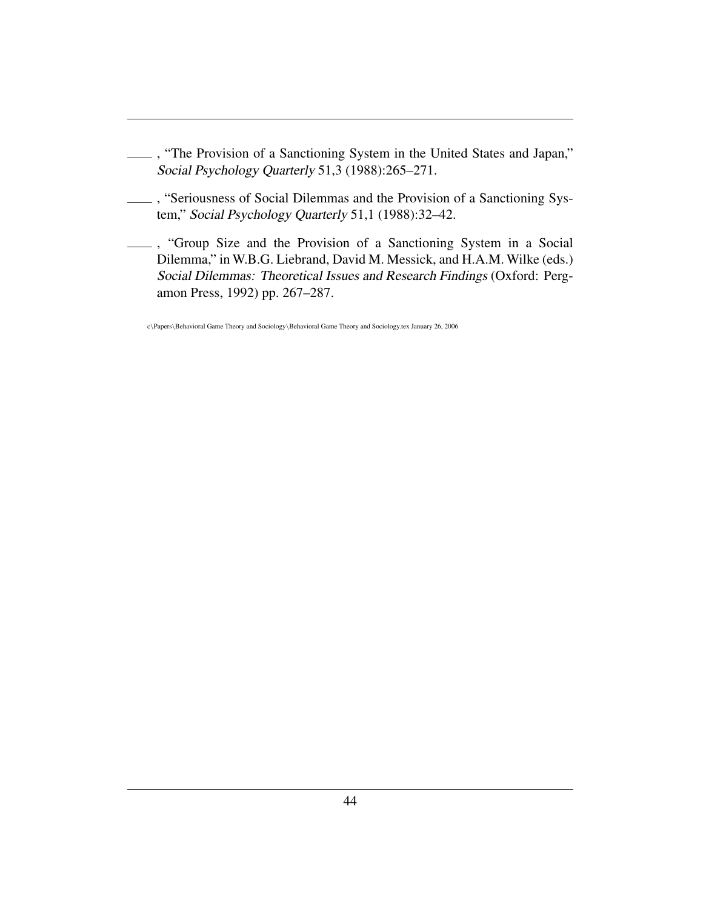——, "The Provision of a Sanctioning System in the United States and Japan," *Social Psychology Quarterly* 51,3 (1988):265–271.

——, "Seriousness of Social Dilemmas and the Provision of a Sanctioning System," *Social Psychology Quarterly* 51,1 (1988):32–42.

——, "Group Size and the Provision of a Sanctioning System in a Social Dilemma," in W.B.G. Liebrand, David M. Messick, and H.A.M. Wilke (eds.) *Social Dilemmas: Theoretical Issues and Research Findings* (Oxford: Pergamon Press, 1992) pp. 267–287.

c\Papers\Behavioral Game Theory and Sociology\Behavioral Game Theory and Sociology.tex January 26, 2006